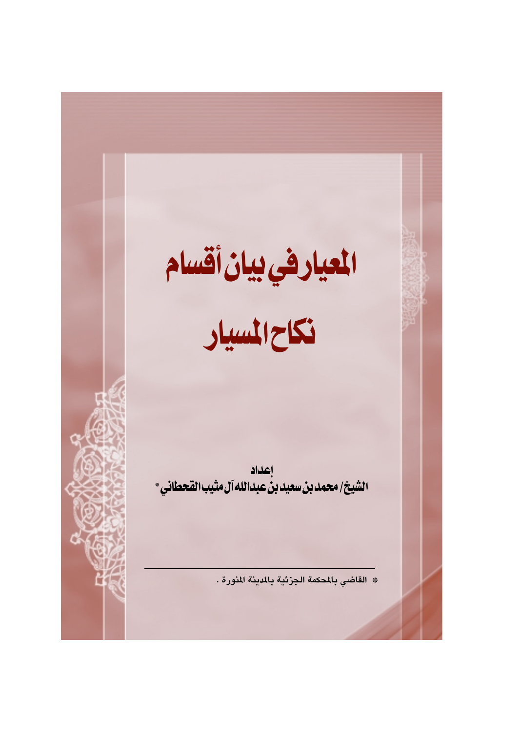# المعيار في بيان أقسام نكاح المسيار

إعداد

الشيخ/ محمد بن سعيد بن عبدالله آل مثيب القحطاني *

---

* القاضي بالمحكمة الجزئية بالمدينة المنورة .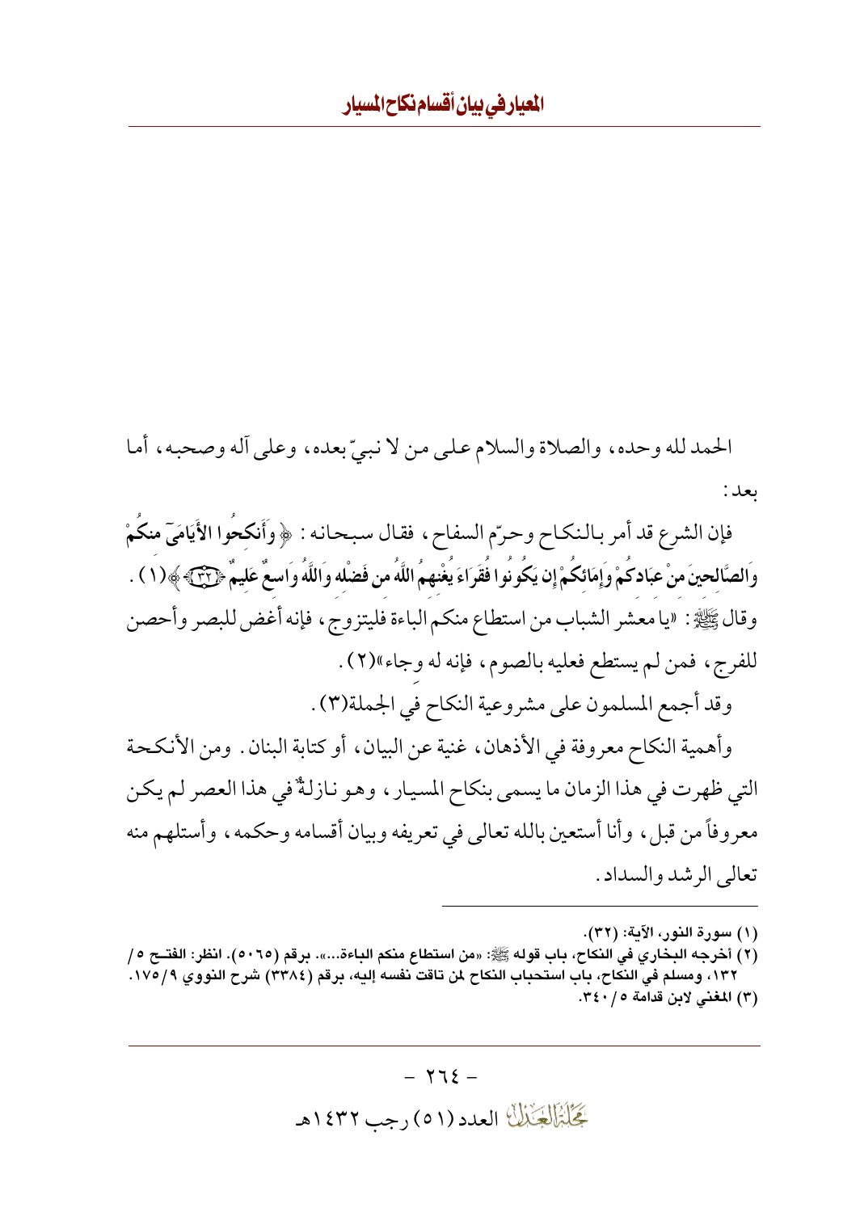الحمد لله وحده، والصلاة والسلام على من لا نبيّ بعده، وعلى آله وصحبه، أما بعد:

فإن الشرع قد أمر بالنكاح وحرّم السفاح، فقال سبحانه: ﴿وَأَنكِحُوا الأَيَامَى مِنكُمْ وَالصَّالِحِينَ مِنْ عِبَادِكُمْ وَإِمَائِكُمْ إِن يَكُونُوا فُقَرَاءَ يُغْنِهِمُ اللَّهُ مِن فَضْلِهِ وَاللَّهُ وَاسِعٌ عَلِيمٌ ﴿٣٢﴾﴾(١). وقال ﷺ: «يا معشر الشباب من استطاع منكم الباءة فليتزوج، فإنه أغض للبصر وأحصن للفرج، فمن لم يستطع فعليه بالصوم، فإنه له وجاء»(٢).

وقد أجمع المسلمون على مشروعية النكاح في الجملة(٣).

وأهمية النكاح معروفة في الأذهان، غنية عن البيان، أو كتابة البنان. ومن الأنكحة التي ظهرت في هذا الزمان ما يسمى بنكاح المسيار، وهو نازلةٌ في هذا العصر لم يكن معروفاً من قبل، وأنا أستعين بالله تعالى في تعريفه وبيان أقسامه وحكمه، وأستلهم منه تعالى الرشد والسداد.

---

(١) سورة النور، الآية: (٣٢).

(٢) أخرجه البخاري في النكاح، باب قوله ﷺ: «من استطاع منكم الباءة...». برقم (٥٠٦٥). انظر: الفتح ٥/ ١٣٢، ومسلم في النكاح، باب استحباب النكاح لمن تاقت نفسه إليه، برقم (٣٣٨٤) شرح النووي ٩/ ١٧٥.

(٣) المغني لابن قدامة ٥/ ٣٤٠.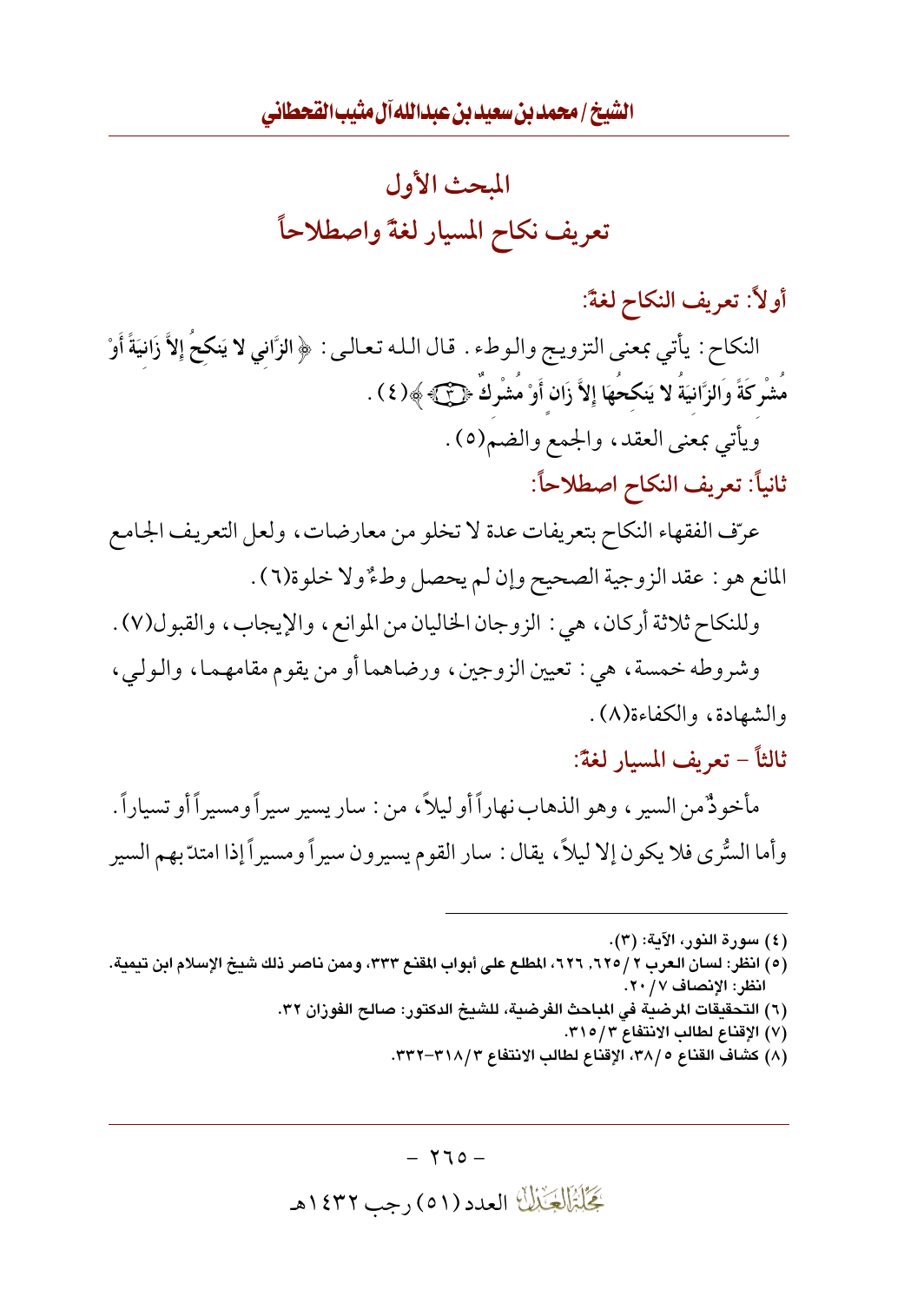## المبحث الأول
## تعريف نكاح المسيار لغةً واصطلاحاً

### أولاً: تعريف النكاح لغةً:

النكاح: يأتي بمعنى التزويج والوطء. قال الله تعالى: ﴿الزَّانِي لا يَنكِحُ إِلاَّ زَانِيَةً أَوْ مُشْرِكَةً وَالزَّانِيَةُ لا يَنكِحُهَا إِلاَّ زَانٍ أَوْ مُشْرِكٌ ﴿٣﴾﴾(٤).

ويأتي بمعنى العقد، والجمع والضم(٥).

### ثانياً: تعريف النكاح اصطلاحاً:

عرّف الفقهاء النكاح بتعريفات عدة لا تخلو من معارضات، ولعل التعريف الجامع المانع هو: عقد الزوجية الصحيح وإن لم يحصل وطءٌ ولا خلوة(٦).

وللنكاح ثلاثة أركان، هي: الزوجان الخاليان من الموانع، والإيجاب، والقبول(٧).

وشروطه خمسة، هي: تعيين الزوجين، ورضاهما أو من يقوم مقامهما، والولي، والشهادة، والكفاءة(٨).

### ثالثاً – تعريف المسيار لغةً:

مأخوذٌ من السير، وهو الذهاب نهاراً أو ليلاً، من: سار يسير سيراً ومسيراً أو تسياراً. وأما السُّرى فلا يكون إلا ليلاً، يقال: سار القوم يسيرون سيراً ومسيراً إذا امتدّ بهم السير

---

(٤) سورة النور، الآية: (٣).

(٥) انظر: لسان العرب ٢/٦٢٥، ٦٢٦، المطلع على أبواب المقنع ٣٣٣، وممن ناصر ذلك شيخ الإسلام ابن تيمية. انظر: الإنصاف ٧/٢٠.

(٦) التحقيقات المرضية في المباحث الفرضية، للشيخ الدكتور: صالح الفوزان ٣٢.

(٧) الإقناع لطالب الانتفاع ٣/٣١٥.

(٨) كشاف القناع ٥/٣٨، الإقناع لطالب الانتفاع ٣/٣١٨-٣٣٢.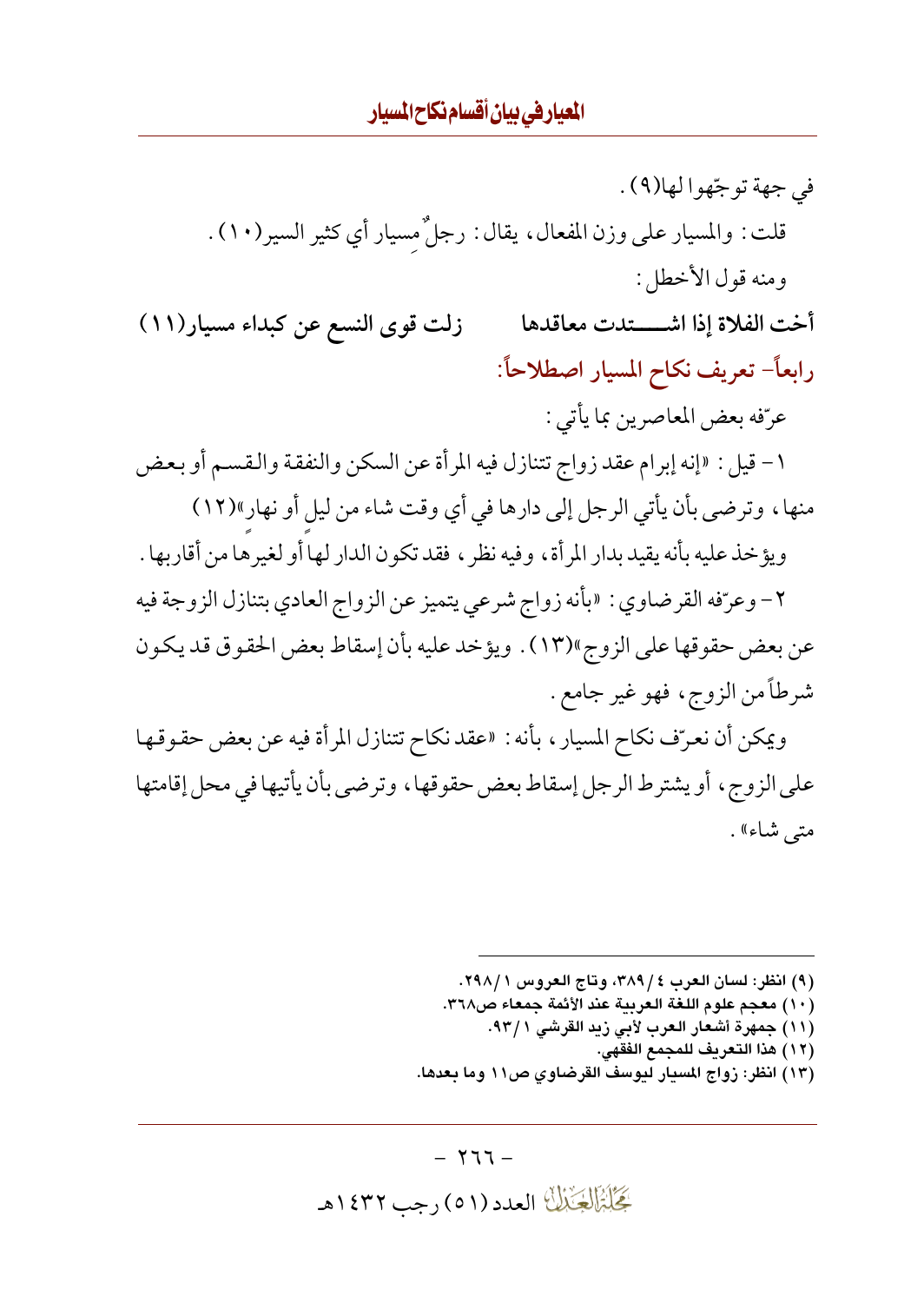في جهة توجّهوا لها(٩) .

قلت : والمسيار على وزن المفعال، يقال : رجلٌ مِسيار أي كثير السير(١٠) .

ومنه قول الأخطل :

**أخت الفلاة إذا اشـــتدت معاقدها زلت قوى النسع عن كبداء مسيار(١١)**

**رابعاً- تعريف نكاح المسيار اصطلاحاً:**

عرّفه بعض المعاصرين بما يأتي :

١- قيل : «إنه إبرام عقد زواج تتنازل فيه المرأة عن السكن والنفقة والقسم أو بعض منها، وترضى بأن يأتي الرجل إلى دارها في أي وقت شاء من ليلٍ أو نهار»(١٢)

ويؤخذ عليه بأنه يقيد بدار المرأة، وفيه نظر، فقد تكون الدار لها أو لغيرها من أقاربها .

٢- وعرّفه القرضاوي : «بأنه زواج شرعي يتميز عن الزواج العادي بتنازل الزوجة فيه عن بعض حقوقها على الزوج»(١٣) . ويؤخذ عليه بأن إسقاط بعض الحقوق قد يكون شرطاً من الزوج، فهو غير جامع .

ويمكن أن نعرّف نكاح المسيار، بأنه : «عقد نكاح تتنازل المرأة فيه عن بعض حقوقها على الزوج، أو يشترط الرجل إسقاط بعض حقوقها، وترضى بأن يأتيها في محل إقامتها متى شاء» .

---

(٩) انظر: لسان العرب ٤ / ٣٨٩، وتاج العروس ١ / ٢٩٨.

(١٠) معجم علوم اللغة العربية عند الأئمة جمعاء ص٣٦٨.

(١١) جمهرة أشعار العرب لأبي زيد القرشي ١ / ٩٣.

(١٢) هذا التعريف للمجمع الفقهي.

(١٣) انظر: زواج المسيار ليوسف القرضاوي ص١١ وما بعدها.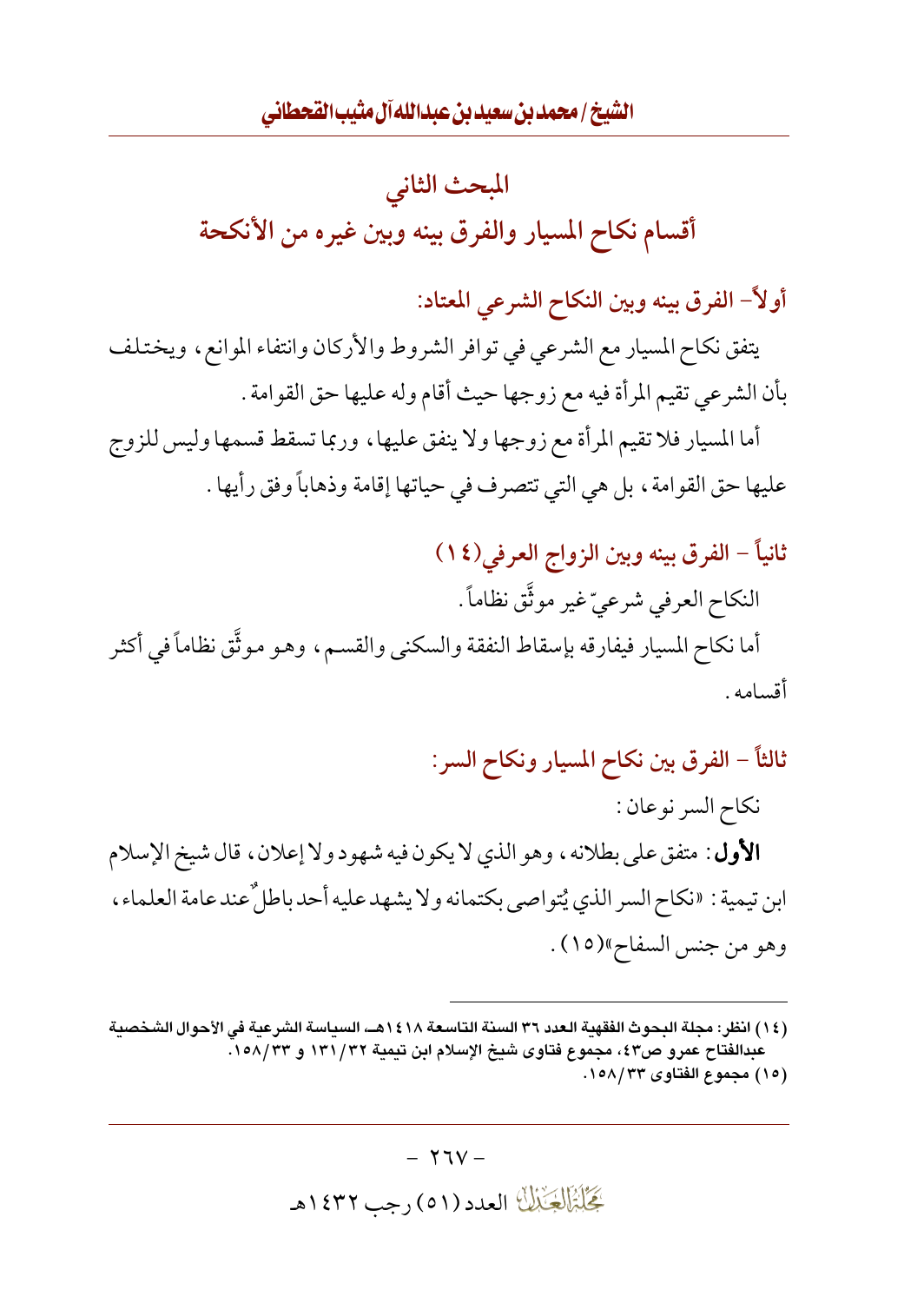## المبحث الثاني

## أقسام نكاح المسيار والفرق بينه وبين غيره من الأنكحة

### أولاً- الفرق بينه وبين النكاح الشرعي المعتاد:

يتفق نكاح المسيار مع الشرعي في توافر الشروط والأركان وانتفاء الموانع، ويختلف بأن الشرعي تقيم المرأة فيه مع زوجها حيث أقام وله عليها حق القوامة.

أما المسيار فلا تقيم المرأة مع زوجها ولا ينفق عليها، وربما تسقط قسمها وليس للزوج عليها حق القوامة، بل هي التي تتصرف في حياتها إقامة وذهاباً وفق رأيها.

### ثانياً - الفرق بينه وبين الزواج العرفي(١٤)

النكاح العرفي شرعيّ غير موثَّق نظاماً.

أما نكاح المسيار فيفارقه بإسقاط النفقة والسكنى والقسم، وهو موثَّق نظاماً في أكثر أقسامه.

### ثالثاً - الفرق بين نكاح المسيار ونكاح السر:

نكاح السر نوعان:

**الأول**: متفق على بطلانه، وهو الذي لا يكون فيه شهود ولا إعلان، قال شيخ الإسلام ابن تيمية: «نكاح السر الذي يُتواصى بكتمانه ولا يشهد عليه أحد باطلٌ عند عامة العلماء، وهو من جنس السفاح»(١٥).

---

(١٤) انظر: مجلة البحوث الفقهية العدد ٣٦ السنة التاسعة ١٤١٨هـ السياسة الشرعية في الأحوال الشخصية عبدالفتاح عمرو ص٤٣، مجموع فتاوى شيخ الإسلام ابن تيمية ٣٢/١٣١ و ٣٣/١٥٨.

(١٥) مجموع الفتاوى ٣٣/١٥٨.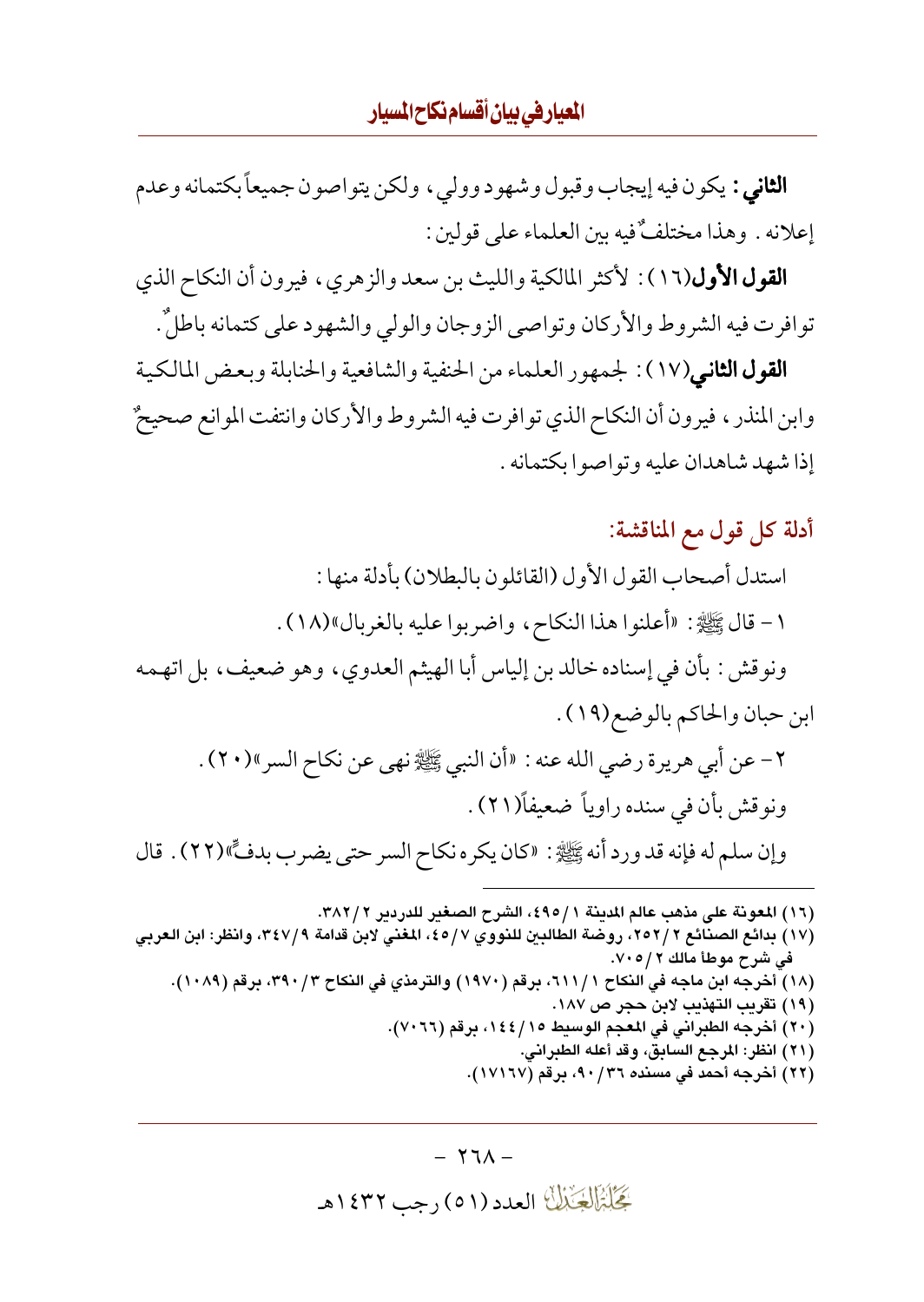**الثاني:** يكون فيه إيجاب وقبول وشهود وولي، ولكن يتواصون جميعاً بكتمانه وعدم إعلانه. وهذا مختلفٌ فيه بين العلماء على قولين:

**القول الأول**(١٦): لأكثر المالكية والليث بن سعد والزهري، فيرون أن النكاح الذي توافرت فيه الشروط والأركان وتواصى الزوجان والولي والشهود على كتمانه باطلٌ.

**القول الثاني**(١٧): لجمهور العلماء من الحنفية والشافعية والحنابلة وبعض المالكية وابن المنذر، فيرون أن النكاح الذي توافرت فيه الشروط والأركان وانتفت الموانع صحيحٌ إذا شهد شاهدان عليه وتواصوا بكتمانه.

## أدلة كل قول مع المناقشة:

استدل أصحاب القول الأول (القائلون بالبطلان) بأدلة منها:

١- قال ﷺ: «أعلنوا هذا النكاح، واضربوا عليه بالغربال»(١٨).

ونوقش: بأن في إسناده خالد بن إلياس أبا الهيثم العدوي، وهو ضعيف، بل اتهمه ابن حبان والحاكم بالوضع(١٩).

٢- عن أبي هريرة رضي الله عنه: «أن النبي ﷺ نهى عن نكاح السر»(٢٠).

ونوقش بأن في سنده راوياً ضعيفاً(٢١).

وإن سلم له فإنه قد ورد أنه ﷺ: «كان يكره نكاح السر حتى يضرب بدفٍّ»(٢٢). قال

---

(١٦) المعونة على مذهب عالم المدينة ١/٤٩٥، الشرح الصغير للدردير ٢/٣٨٢.

(١٧) بدائع الصنائع ٢/٢٥٢، روضة الطالبين للنووي ٧/٤٥، المغني لابن قدامة ٩/٣٤٧، وانظر: ابن العربي في شرح موطأ مالك ٢/٧٠٥.

(١٨) أخرجه ابن ماجه في النكاح ١/٦١١، برقم (١٩٧٠) والترمذي في النكاح ٣/٣٩٠، برقم (١٠٨٩).

(١٩) تقريب التهذيب لابن حجر ص ١٨٧.

(٢٠) أخرجه الطبراني في المعجم الوسيط ١٥/١٤٤، برقم (٧٠٦٦).

(٢١) انظر: المرجع السابق، وقد أعله الطبراني.

(٢٢) أخرجه أحمد في مسنده ٣٦/٩٠، برقم (١٧١٦٧).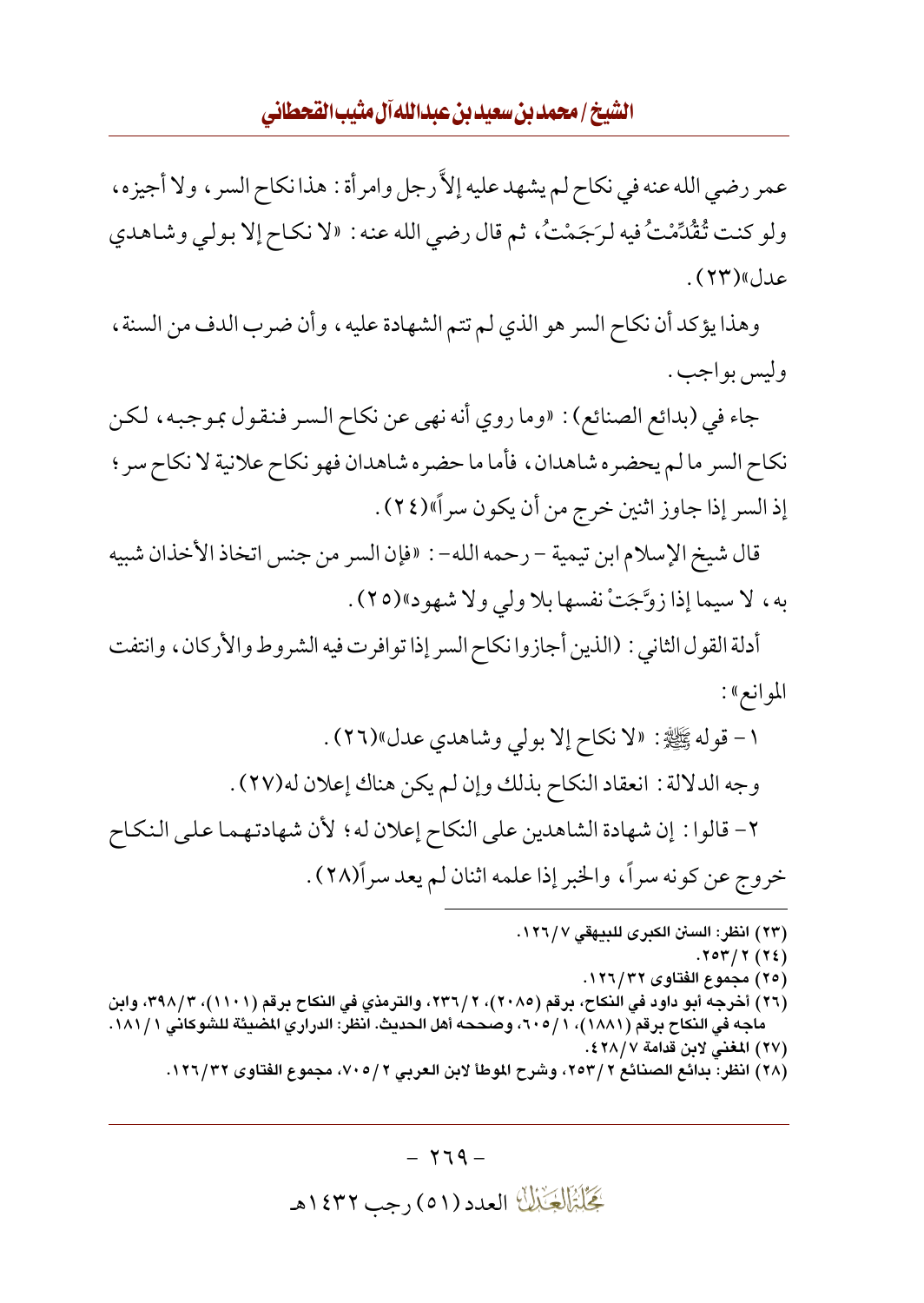عمر رضي الله عنه في نكاح لم يشهد عليه إلاَّ رجل وامرأة: هذا نكاح السر، ولا أجيزه، ولو كنت تُقُدِّمْتُ فيه لرَجَمْتُ، ثم قال رضي الله عنه: «لا نكاح إلا بولي وشاهدي عدل»(٢٣).

وهذا يؤكد أن نكاح السر هو الذي لم تتم الشهادة عليه، وأن ضرب الدف من السنة، وليس بواجب.

جاء في (بدائع الصنائع): «وما روي أنه نهى عن نكاح السر فنقول بموجبه، لكن نكاح السر ما لم يحضره شاهدان، فأما ما حضره شاهدان فهو نكاح علانية لا نكاح سر؛ إذ السر إذا جاوز اثنين خرج من أن يكون سراً»(٢٤).

قال شيخ الإسلام ابن تيمية - رحمه الله-: «فإن السر من جنس اتخاذ الأخذان شبيه به، لا سيما إذا زوَّجَتْ نفسها بلا ولي ولا شهود»(٢٥).

أدلة القول الثاني: (الذين أجازوا نكاح السر إذا توافرت فيه الشروط والأركان، وانتفت الموانع»:

١- قوله ﷺ: «لا نكاح إلا بولي وشاهدي عدل»(٢٦).

وجه الدلالة: انعقاد النكاح بذلك وإن لم يكن هناك إعلان له(٢٧).

٢- قالوا: إن شهادة الشاهدين على النكاح إعلان له؛ لأن شهادتهما على النكاح خروج عن كونه سراً، والخبر إذا علمه اثنان لم يعد سراً(٢٨).

---

(٢٣) انظر: السنن الكبرى للبيهقي ٧/١٢٦.

(٢٤) ٢/٢٥٣.

(٢٥) مجموع الفتاوى ٣٢/١٢٦.

(٢٦) أخرجه أبو داود في النكاح، برقم (٢٠٨٥)، ٢/٢٣٦، والترمذي في النكاح برقم (١١٠١)، ٣/٣٩٨، وابن ماجه في النكاح برقم (١٨٨١)، ١/٦٠٥، وصححه أهل الحديث. انظر: الدراري المضيئة للشوكاني ١/١٨١.

(٢٧) المغني لابن قدامة ٧/٤٢٨.

(٢٨) انظر: بدائع الصنائع ٢/٢٥٣، وشرح الموطأ لابن العربي ٢/٧٠٥، مجموع الفتاوى ٣٢/١٢٦.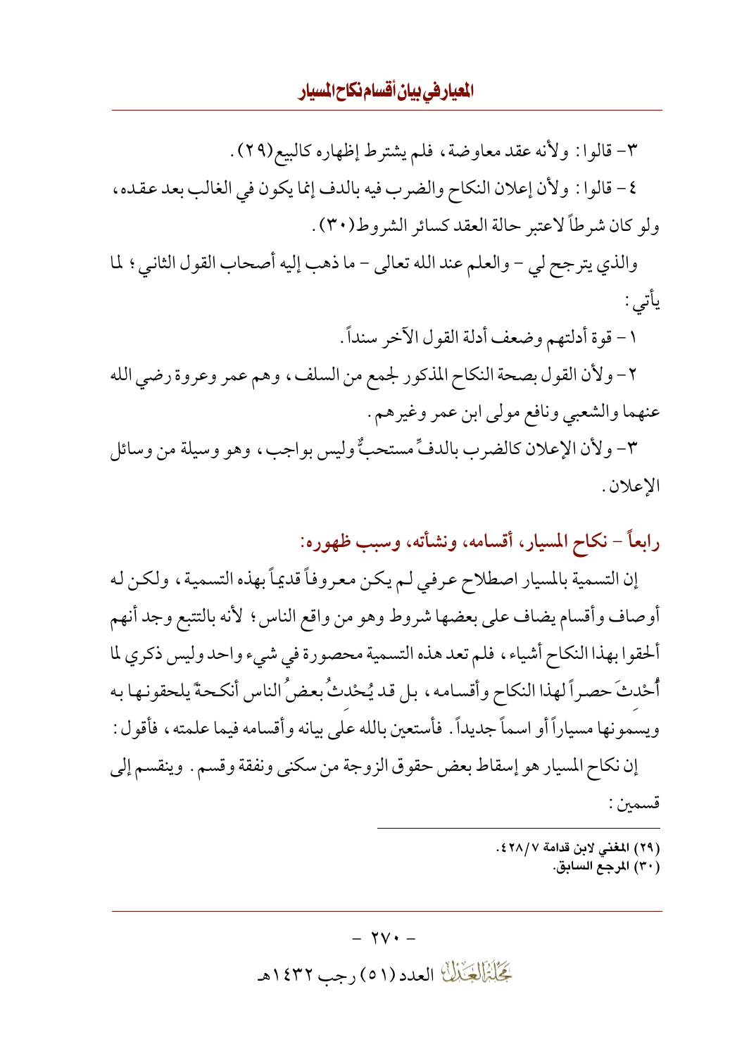٣- قالوا: ولأنه عقد معاوضة، فلم يشترط إظهاره كالبيع(٢٩).

٤- قالوا: ولأن إعلان النكاح والضرب فيه بالدف إنما يكون في الغالب بعد عقده، ولو كان شرطاً لاعتبر حالة العقد كسائر الشروط(٣٠).

والذي يترجح لي - والعلم عند الله تعالى - ما ذهب إليه أصحاب القول الثاني؛ لما يأتي:

١- قوة أدلتهم وضعف أدلة القول الآخر سنداً.

٢- ولأن القول بصحة النكاح المذكور لجمع من السلف، وهم عمر وعروة رضي الله عنهما والشعبي ونافع مولى ابن عمر وغيرهم.

٣- ولأن الإعلان كالضرب بالدفِّ مستحبٌّ وليس بواجب، وهو وسيلة من وسائل الإعلان.

## رابعاً - نكاح المسيار، أقسامه، ونشأته، وسبب ظهوره:

إن التسمية بالمسيار اصطلاح عرفي لم يكن معروفاً قديماً بهذه التسمية، ولكن له أوصاف وأقسام يضاف على بعضها شروط وهو من واقع الناس؛ لأنه بالتتبع وجد أنهم ألحقوا بهذا النكاح أشياء، فلم تعد هذه التسمية محصورة في شيء واحد وليس ذكري لما أُحْدِثَ حصراً لهذا النكاح وأقسامه، بل قد يُحْدِثُ بعضُ الناس أنكحةً يلحقونها به ويسمونها مسياراً أو اسماً جديداً. فأستعين بالله على بيانه وأقسامه فيما علمته، فأقول:

إن نكاح المسيار هو إسقاط بعض حقوق الزوجة من سكنى ونفقة وقسم. وينقسم إلى قسمين:

---

(٢٩) المغني لابن قدامة ٧/٤٢٨.
(٣٠) المرجع السابق.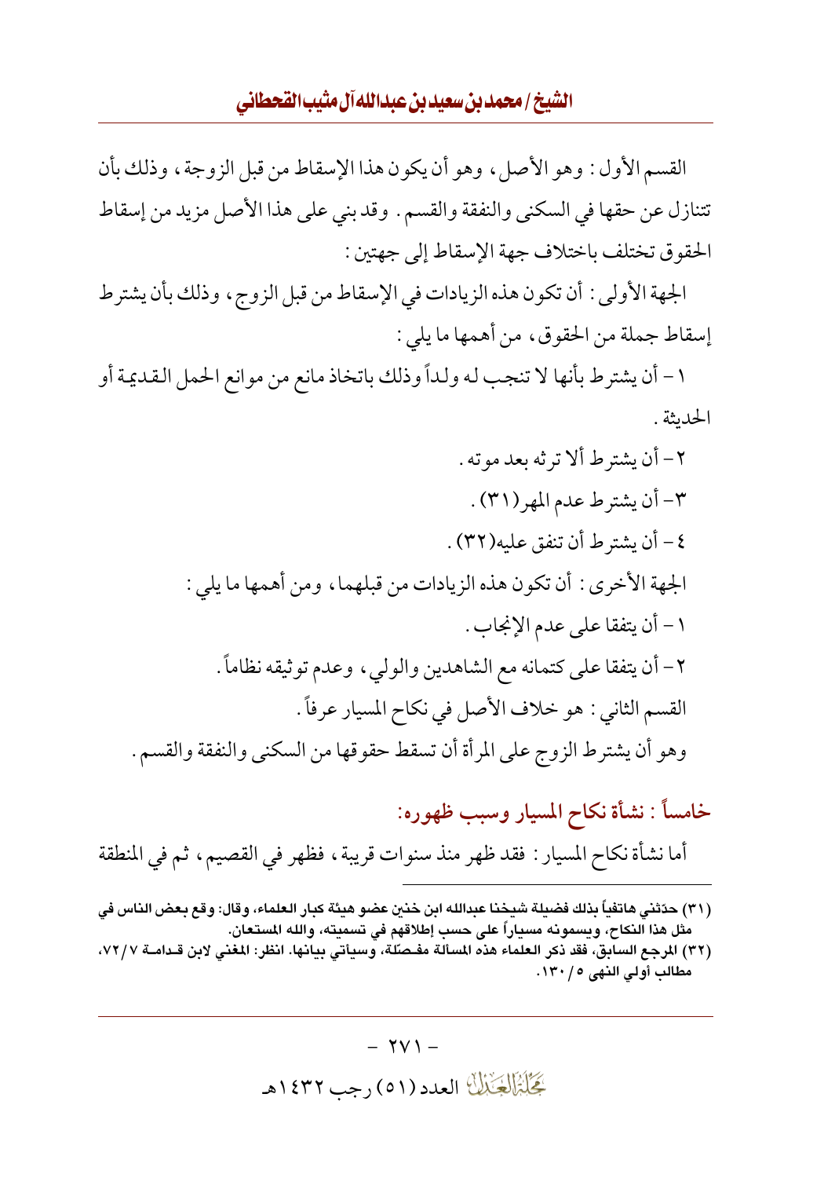القسم الأول : وهو الأصل ، وهو أن يكون هذا الإسقاط من قبل الزوجة ، وذلك بأن تتنازل عن حقها في السكنى والنفقة والقسم . وقد بني على هذا الأصل مزيد من إسقاط الحقوق تختلف باختلاف جهة الإسقاط إلى جهتين :

الجهة الأولى : أن تكون هذه الزيادات في الإسقاط من قبل الزوج ، وذلك بأن يشترط إسقاط جملة من الحقوق ، من أهمها ما يلي :

١ – أن يشترط بأنها لا تنجب له ولداً وذلك باتخاذ مانع من موانع الحمل القديمة أو الحديثة .

٢ – أن يشترط ألا ترثه بعد موته .

٣– أن يشترط عدم المهر (٣١) .

٤ – أن يشترط أن تنفق عليه(٣٢) .

الجهة الأخرى : أن تكون هذه الزيادات من قبلهما ، ومن أهمها ما يلي :

١ – أن يتفقا على عدم الإنجاب .

٢ – أن يتفقا على كتمانه مع الشاهدين والولي ، وعدم توثيقه نظاماً .

القسم الثاني : هو خلاف الأصل في نكاح المسيار عرفاً .

وهو أن يشترط الزوج على المرأة أن تسقط حقوقها من السكنى والنفقة والقسم .

## خامساً : نشأة نكاح المسيار وسبب ظهوره:

أما نشأة نكاح المسيار : فقد ظهر منذ سنوات قريبة ، فظهر في القصيم ، ثم في المنطقة

---

(٣١) حدّثني هاتفياً بذلك فضيلة شيخنا عبدالله ابن خنين عضو هيئة كبار العلماء، وقال: وقع بعض الناس في مثل هذا النكاح، ويسمونه مسياراً على حسب إطلاقهم في تسميته، والله المستعان.

(٣٢) المرجع السابق، فقد ذكر العلماء هذه المسألة مفصّلة، وسيأتي بيانها. انظر: المغني لابن قدامة ٧/٧٢، مطالب أولي النهى ٥/١٣٠.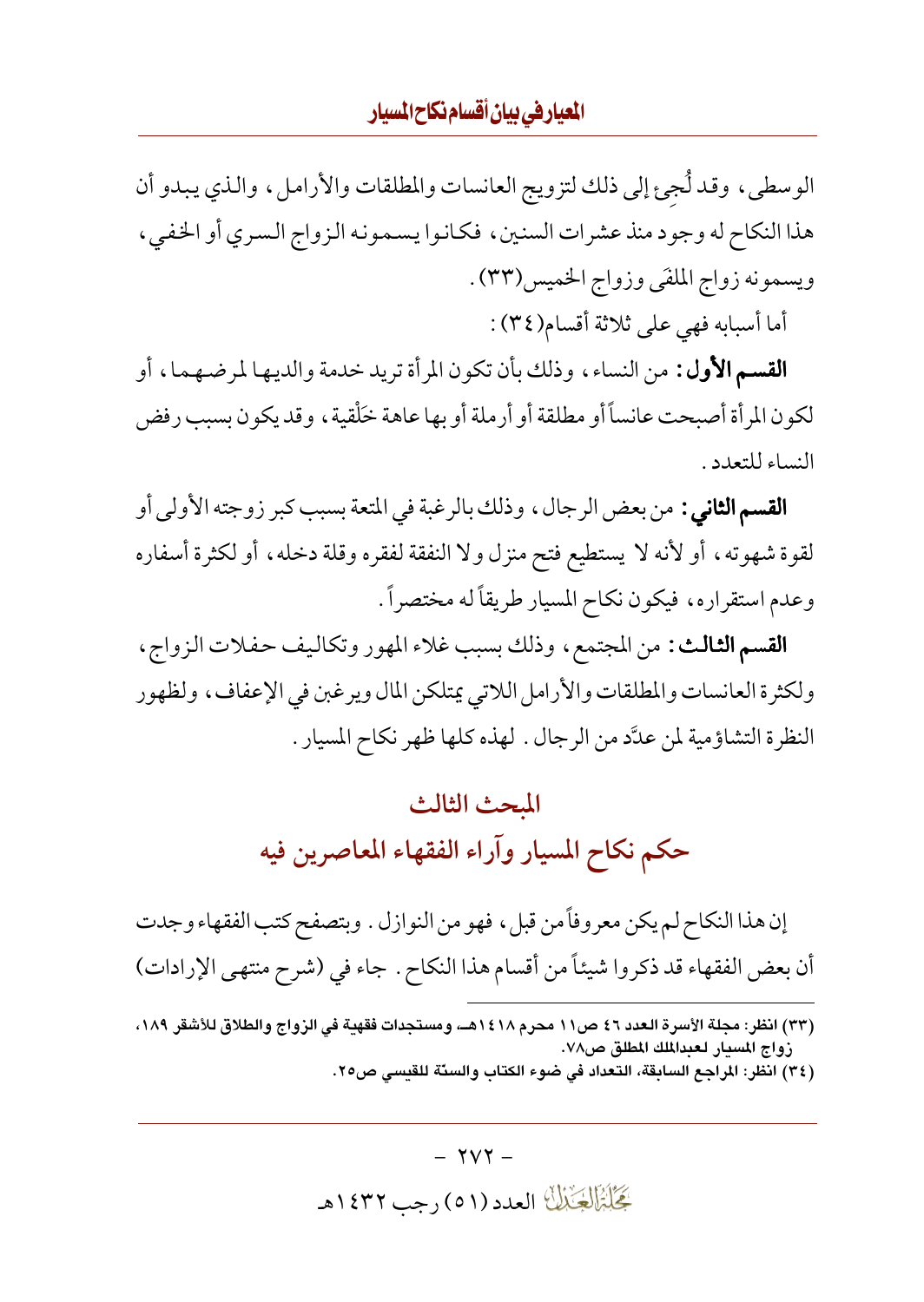الوسطى، وقد لُجِئ إلى ذلك لتزويج العانسات والمطلقات والأرامل، والذي يبدو أن هذا النكاح له وجود منذ عشرات السنين، فكانوا يسمونه الزواج السري أو الخفي، ويسمونه زواج الملفَى وزواج الخميس(٣٣).

أما أسبابه فهي على ثلاثة أقسام(٣٤):

**القسم الأول:** من النساء، وذلك بأن تكون المرأة تريد خدمة والديها لمرضهما، أو لكون المرأة أصبحت عانساً أو مطلقة أو أرملة أو بها عاهة خَلْقية، وقد يكون بسبب رفض النساء للتعدد.

**القسم الثاني:** من بعض الرجال، وذلك بالرغبة في المتعة بسبب كبر زوجته الأولى أو لقوة شهوته، أو لأنه لا يستطيع فتح منزل ولا النفقة لفقره وقلة دخله، أو لكثرة أسفاره وعدم استقراره، فيكون نكاح المسيار طريقاً له مختصراً.

**القسم الثالث:** من المجتمع، وذلك بسبب غلاء المهور وتكاليف حفلات الزواج، ولكثرة العانسات والمطلقات والأرامل اللاتي يمتلكن المال ويرغبن في الإعفاف، ولظهور النظرة التشاؤمية لمن عدَّد من الرجال. لهذه كلها ظهر نكاح المسيار.

## المبحث الثالث
## حكم نكاح المسيار وآراء الفقهاء المعاصرين فيه

إن هذا النكاح لم يكن معروفاً من قبل، فهو من النوازل. وبتصفح كتب الفقهاء وجدت أن بعض الفقهاء قد ذكروا شيئاً من أقسام هذا النكاح. جاء في (شرح منتهى الإرادات)

---

(٣٣) انظر: مجلة الأسرة العدد ٤٦ ص١١ محرم ١٤١٨هـ، ومستجدات فقهية في الزواج والطلاق للأشقر ١٨٩، زواج المسيار لعبدالملك المطلق ص٧٨.

(٣٤) انظر: المراجع السابقة، التعداد في ضوء الكتاب والسنّة للقيسي ص٢٥.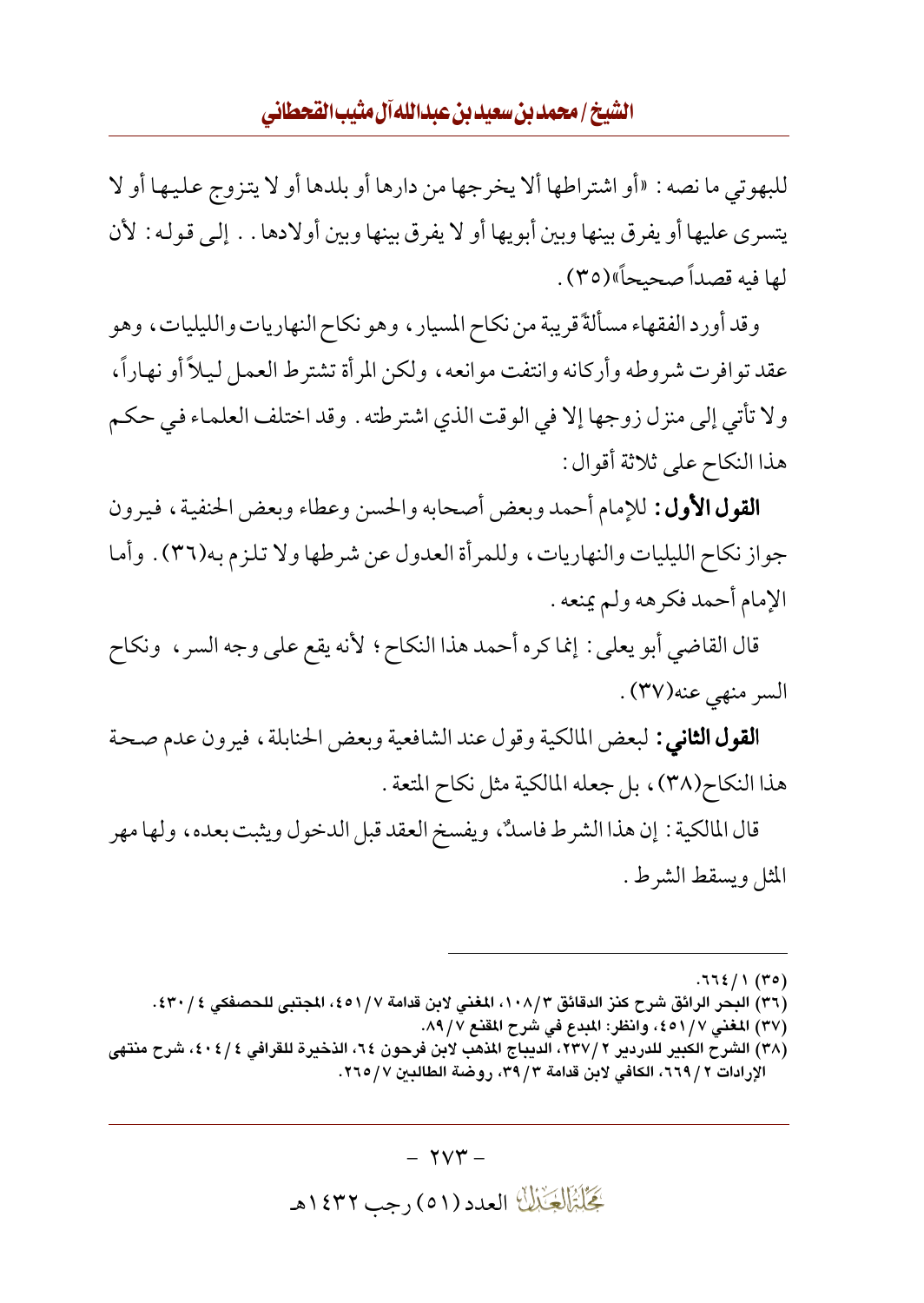للبهوتي ما نصه: «أو اشتراطها ألا يخرجها من دارها أو بلدها أو لا يتزوج عليها أو لا يتسرى عليها أو يفرق بينها وبين أبويها أو لا يفرق بينها وبين أولادها.. إلى قوله: لأن لها فيه قصداً صحيحاً»(٣٥).

وقد أورد الفقهاء مسألةً قريبة من نكاح المسيار، وهو نكاح النهاريات والليليات، وهو عقد توافرت شروطه وأركانه وانتفت موانعه، ولكن المرأة تشترط العمل ليلاً أو نهاراً، ولا تأتي إلى منزل زوجها إلا في الوقت الذي اشترطته. وقد اختلف العلماء في حكم هذا النكاح على ثلاثة أقوال:

**القول الأول:** للإمام أحمد وبعض أصحابه والحسن وعطاء وبعض الحنفية، فيرون جواز نكاح الليليات والنهاريات، وللمرأة العدول عن شرطها ولا تلزم به(٣٦). وأما الإمام أحمد فكرهه ولم يمنعه.

قال القاضي أبو يعلى: إنما كره أحمد هذا النكاح؛ لأنه يقع على وجه السر، ونكاح السر منهي عنه(٣٧).

**القول الثاني:** لبعض المالكية وقول عند الشافعية وبعض الحنابلة، فيرون عدم صحة هذا النكاح(٣٨)، بل جعله المالكية مثل نكاح المتعة.

قال المالكية: إن هذا الشرط فاسدٌ، ويفسخ العقد قبل الدخول ويثبت بعده، ولها مهر المثل ويسقط الشرط.

---

(٣٥) ١/٦٦٤.

(٣٦) البحر الرائق شرح كنز الدقائق ٣/١٠٨، المغني لابن قدامة ٧/٤٥١، المجتبى للحصفكي ٤/٤٣٠.

(٣٧) المغني ٧/٤٥١، وانظر: المبدع في شرح المقنع ٧/٨٩.

(٣٨) الشرح الكبير للدردير ٢/٢٣٧، الديباج المذهب لابن فرحون ٦٤، الذخيرة للقرافي ٤/٤٠٤، شرح منتهى الإرادات ٢/٦٦٩، الكافي لابن قدامة ٣/٣٩، روضة الطالبين ٧/٢٦٥.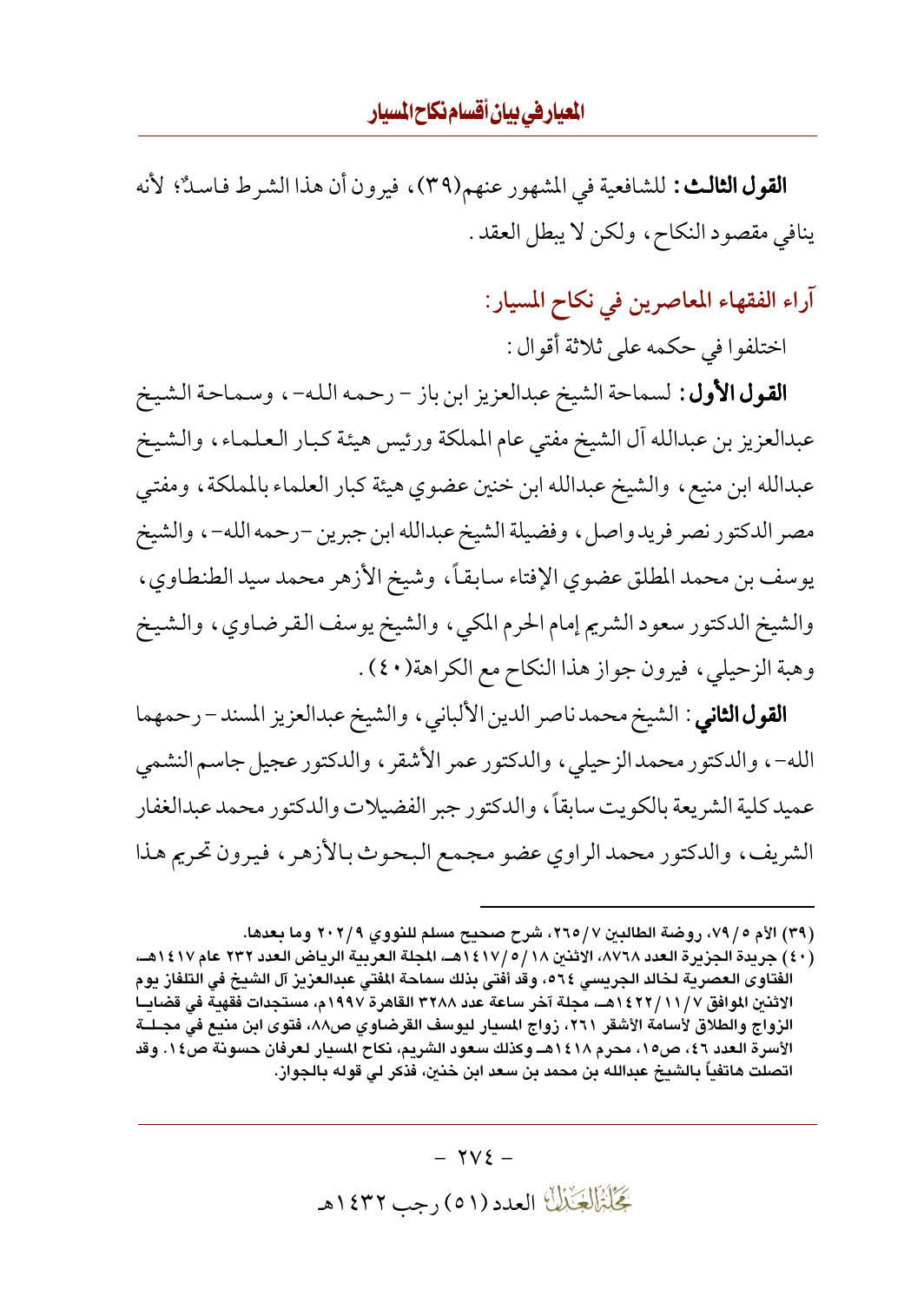**القول الثالث:** للشافعية في المشهور عنهم(٣٩)، فيرون أن هذا الشرط فاسدٌ؛ لأنه ينافي مقصود النكاح، ولكن لا يبطل العقد.

## آراء الفقهاء المعاصرين في نكاح المسيار:

اختلفوا في حكمه على ثلاثة أقوال:

**القول الأول:** لسماحة الشيخ عبدالعزيز ابن باز - رحمه الله -، وسماحة الشيخ عبدالعزيز بن عبدالله آل الشيخ مفتي عام المملكة ورئيس هيئة كبار العلماء، والشيخ عبدالله ابن منيع، والشيخ عبدالله ابن خنين عضوي هيئة كبار العلماء بالمملكة، ومفتي مصر الدكتور نصر فريد واصل، وفضيلة الشيخ عبدالله ابن جبرين -رحمه الله-، والشيخ يوسف بن محمد المطلق عضوي الإفتاء سابقاً، وشيخ الأزهر محمد سيد الطنطاوي، والشيخ الدكتور سعود الشريم إمام الحرم المكي، والشيخ يوسف القرضاوي، والشيخ وهبة الزحيلي، فيرون جواز هذا النكاح مع الكراهة(٤٠).

**القول الثاني:** الشيخ محمد ناصر الدين الألباني، والشيخ عبدالعزيز المسند - رحمهما الله -، والدكتور محمد الزحيلي، والدكتور عمر الأشقر، والدكتور عجيل جاسم النشمي عميد كلية الشريعة بالكويت سابقاً، والدكتور جبر الفضيلات والدكتور محمد عبدالغفار الشريف، والدكتور محمد الراوي عضو مجمع البحوث بالأزهر، فيرون تحريم هذا

---

(٣٩) الأم ٥/ ٧٩، روضة الطالبين ٧/ ٢٦٥، شرح صحيح مسلم للنووي ٩/ ٢٠٢ وما بعدها.

(٤٠) جريدة الجزيرة العدد ٨٧٦٨، الاثنين ١٨/ ٥/ ١٤١٧هـ، المجلة العربية الرياض العدد ٢٣٢ عام ١٤١٧هـ، الفتاوى العصرية لخالد الجريسي ٥٦٤، وقد أفتى بذلك سماحة المفتي عبدالعزيز آل الشيخ في التلفاز يوم الاثنين الموافق ٧/ ١١/ ١٤٢٢هـ، مجلة آخر ساعة عدد ٣٢٨٨ القاهرة ١٩٩٧م، مستجدات فقهية في قضايا الزواج والطلاق لأسامة الأشقر ٢٦١، زواج المسيار ليوسف القرضاوي ص٨٨، فتوى ابن منيع في مجلة الأسرة العدد ٤٦، ص١٥، محرم ١٤١٨هـ وكذلك سعود الشريم، نكاح المسيار لعرفان حسونة ص١٤. وقد اتصلت هاتفياً بالشيخ عبدالله بن محمد بن سعد ابن خنين، فذكر لي قوله بالجواز.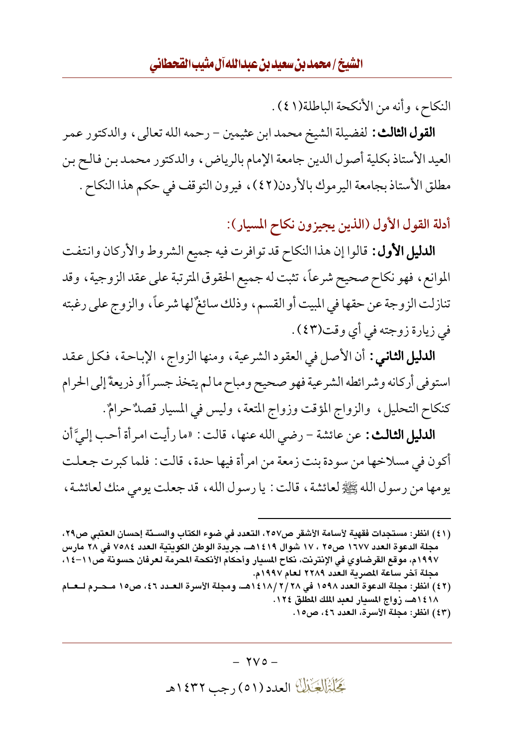النكاح، وأنه من الأنكحة الباطلة(٤١).

**القول الثالث:** لفضيلة الشيخ محمد ابن عثيمين - رحمه الله تعالى، والدكتور عمر العيد الأستاذ بكلية أصول الدين جامعة الإمام بالرياض، والدكتور محمد بن فالح بن مطلق الأستاذ بجامعة اليرموك بالأردن(٤٢)، فيرون التوقف في حكم هذا النكاح.

## أدلة القول الأول (الذين يجيزون نكاح المسيار):

**الدليل الأول:** قالوا إن هذا النكاح قد توافرت فيه جميع الشروط والأركان وانتفت الموانع، فهو نكاح صحيح شرعاً، تثبت له جميع الحقوق المترتبة على عقد الزوجية، وقد تنازلت الزوجة عن حقها في المبيت أو القسم، وذلك سائغٌ لها شرعاً، والزوج على رغبته في زيارة زوجته في أي وقت(٤٣).

**الدليل الثاني:** أن الأصل في العقود الشرعية، ومنها الزواج، الإباحة، فكل عقد استوفى أركانه وشرائطه الشرعية فهو صحيح ومباح ما لم يتخذ جسراً أو ذريعةً إلى الحرام كنكاح التحليل، والزواج المؤقت وزواج المتعة، وليس في المسيار قصدٌ حرامٌ.

**الدليل الثالث:** عن عائشة - رضي الله عنها، قالت: «ما رأيت امرأة أحب إليَّ أن أكون في مسلاخها من سودة بنت زمعة من امرأة فيها حدة، قالت: فلما كبرت جعلت يومها من رسول الله ﷺ لعائشة، قالت: يا رسول الله، قد جعلت يومي منك لعائشة،

---

(٤١) انظر: مستجدات فقهية لأسامة الأشقر ص٢٥٧، التعدد في ضوء الكتاب والسنة إحسان العتيبي ص٢٩، مجلة الدعوة العدد ١٦٧٧ ص٢٥، ١٧ شوال ١٤١٩هـ، جريدة الوطن الكويتية العدد ٧٥٨٤ في ٢٨ مارس ١٩٩٧م، موقع القرضاوي في الإنترنت، نكاح المسيار وأحكام الأنكحة المحرمة لعرفان حسونة ص١١-١٤، مجلة آخر ساعة المصرية العدد ٢٢٨٩ لعام ١٩٩٧م.

(٤٢) انظر: مجلة الدعوة العدد ١٥٩٨ في ٢٨/٢/١٤١٨هـ، ومجلة الأسرة العدد ٤٦، ص١٥ محرم لعام ١٤١٨هـ، زواج المسيار لعبد الملك المطلق ١٢٤.

(٤٣) انظر: مجلة الأسرة، العدد ٤٦، ص١٥.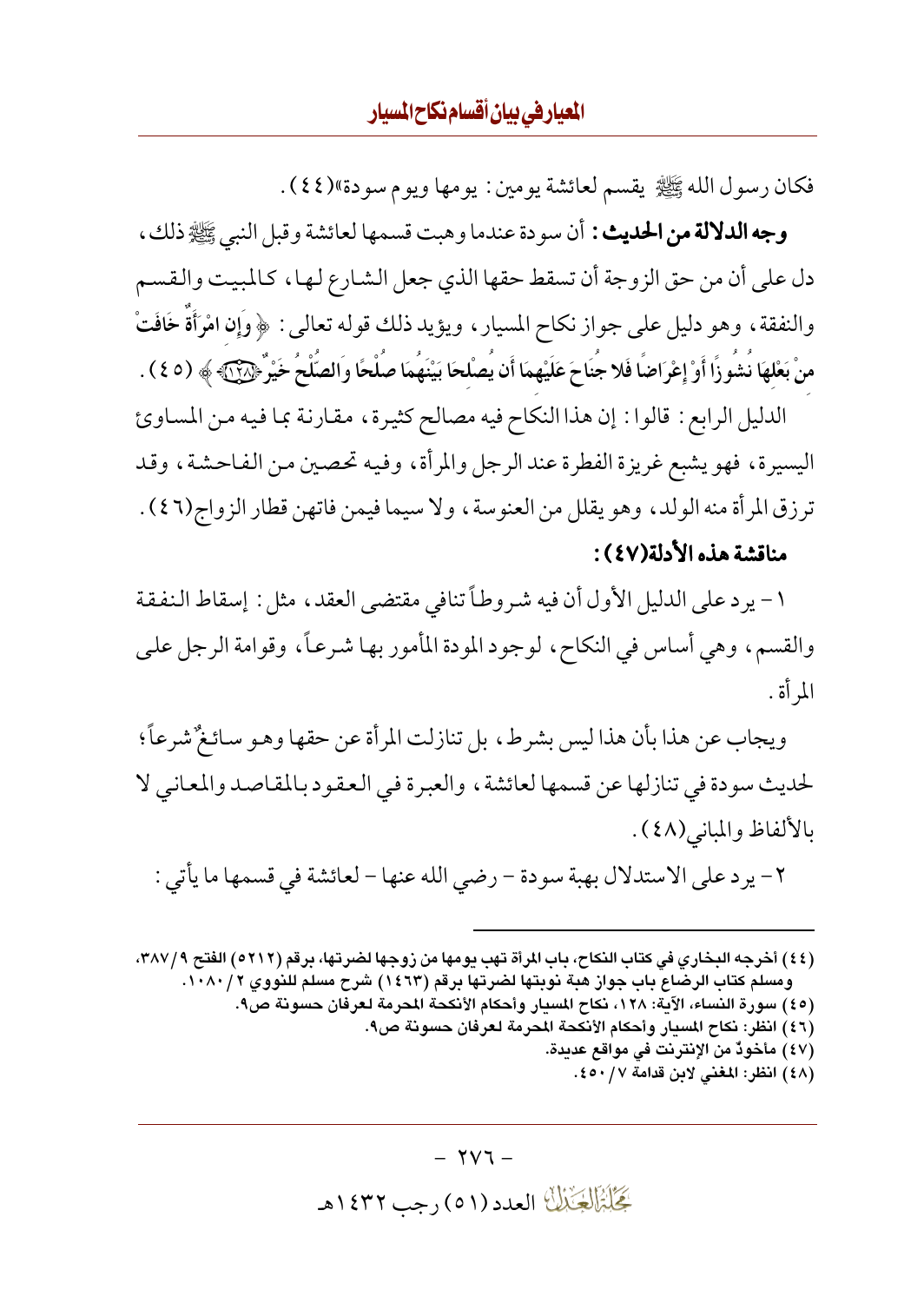فكان رسول الله ﷺ يقسم لعائشة يومين: يومها ويوم سودة»(٤٤).

**وجه الدلالة من الحديث:** أن سودة عندما وهبت قسمها لعائشة وقبل النبي ﷺ ذلك، دل على أن من حق الزوجة أن تسقط حقها الذي جعل الشارع لها، كالمبيت والقسم والنفقة، وهو دليل على جواز نكاح المسيار، ويؤيد ذلك قوله تعالى: ﴿ وَإِنِ امْرَأَةٌ خَافَتْ مِنْ بَعْلِهَا نُشُوزًا أَوْ إِعْرَاضًا فَلَا جُنَاحَ عَلَيْهِمَا أَنْ يُصْلِحَا بَيْنَهُمَا صُلْحًا وَالصُّلْحُ خَيْرٌ ﴿١٢٨﴾ ﴾ (٤٥).

الدليل الرابع: قالوا: إن هذا النكاح فيه مصالح كثيرة، مقارنة بما فيه من المساوئ اليسيرة، فهو يشبع غريزة الفطرة عند الرجل والمرأة، وفيه تحصين من الفاحشة، وقد ترزق المرأة منه الولد، وهو يقلل من العنوسة، ولا سيما فيمن فاتهن قطار الزواج(٤٦).

**مناقشة هذه الأدلة(٤٧):**

١- يرد على الدليل الأول أن فيه شروطاً تنافي مقتضى العقد، مثل: إسقاط النفقة والقسم، وهي أساس في النكاح، لوجود المودة المأمور بها شرعاً، وقوامة الرجل على المرأة.

ويجاب عن هذا بأن هذا ليس بشرط، بل تنازلت المرأة عن حقها وهو سائغٌ شرعاً؛ لحديث سودة في تنازلها عن قسمها لعائشة، والعبرة في العقود بالمقاصد والمعاني لا بالألفاظ والمباني(٤٨).

٢- يرد على الاستدلال بهبة سودة – رضي الله عنها – لعائشة في قسمها ما يأتي:

---

(٤٤) أخرجه البخاري في كتاب النكاح، باب المرأة تهب يومها من زوجها لضرتها، برقم (٥٢١٢) الفتح ٩/٣٨٧، ومسلم كتاب الرضاع باب جواز هبة نوبتها لضرتها برقم (١٤٦٣) شرح مسلم للنووي ٢/١٠٨٠.

(٤٥) سورة النساء، الآية: ١٢٨، نكاح المسيار وأحكام الأنكحة المحرمة لعرفان حسونة ص٩.

(٤٦) انظر: نكاح المسيار وأحكام الأنكحة المحرمة لعرفان حسونة ص٩.

(٤٧) مأخوذ من الإنترنت في مواقع عديدة.

(٤٨) انظر: المغني لابن قدامة ٧/٤٥٠.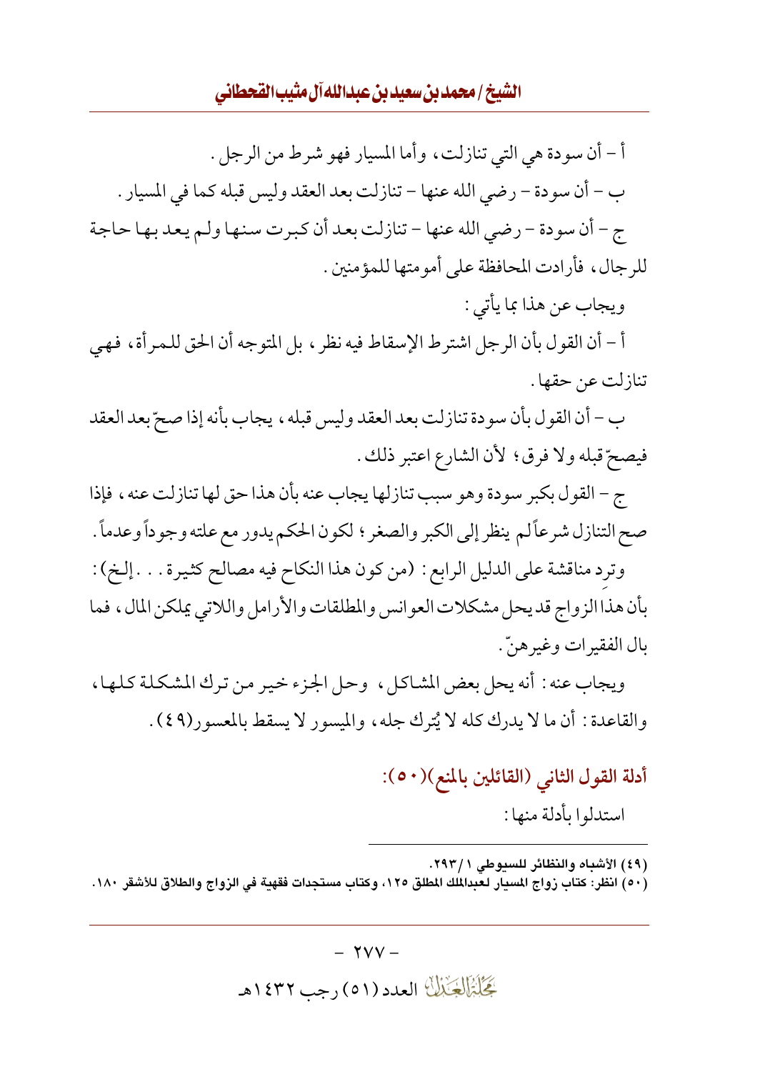أ – أن سودة هي التي تنازلت، وأما المسيار فهو شرط من الرجل.

ب – أن سودة – رضي الله عنها – تنازلت بعد العقد وليس قبله كما في المسيار.

ج – أن سودة – رضي الله عنها – تنازلت بعد أن كبرت سنها ولم يعد بها حاجة للرجال، فأرادت المحافظة على أمومتها للمؤمنين.

ويجاب عن هذا بما يأتي:

أ – أن القول بأن الرجل اشترط الإسقاط فيه نظر، بل المتوجه أن الحق للمرأة، فهي تنازلت عن حقها.

ب – أن القول بأن سودة تنازلت بعد العقد وليس قبله، يجاب بأنه إذا صحّ بعد العقد فيصحّ قبله ولا فرق؛ لأن الشارع اعتبر ذلك.

ج – القول بكبر سودة وهو سبب تنازلها يجاب عنه بأن هذا حق لها تنازلت عنه، فإذا صح التنازل شرعاً لم ينظر إلى الكبر والصغر؛ لكون الحكم يدور مع علته وجوداً وعدماً.

وترِد مناقشة على الدليل الرابع: (من كون هذا النكاح فيه مصالح كثيرة... إلخ): بأن هذا الزواج قد يحل مشكلات العوانس والمطلقات والأرامل واللاتي يملكن المال، فما بال الفقيرات وغيرهنّ.

ويجاب عنه: أنه يحل بعض المشاكل، وحل الجزء خير من ترك المشكلة كلها، والقاعدة: أن ما لا يدرك كله لا يُترك جله، والميسور لا يسقط بالمعسور(٤٩).

## أدلة القول الثاني (القائلين بالمنع)(٥٠):

استدلوا بأدلة منها:

---

(٤٩) الأشباه والنظائر للسيوطي ١/٢٩٣.

(٥٠) انظر: كتاب زواج المسيار لعبدالملك المطلق ١٢٥، وكتاب مستجدات فقهية في الزواج والطلاق للأشقر ١٨٠.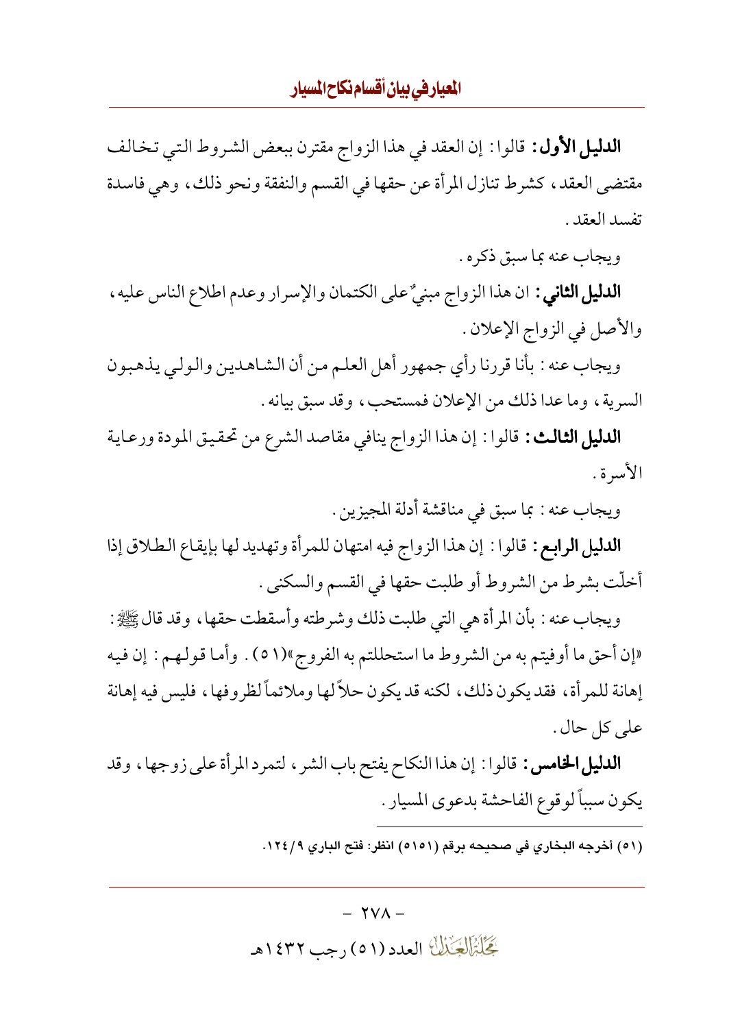**الدليل الأول:** قالوا: إن العقد في هذا الزواج مقترن ببعض الشروط التي تخالف مقتضى العقد، كشرط تنازل المرأة عن حقها في القسم والنفقة ونحو ذلك، وهي فاسدة تفسد العقد.

ويجاب عنه بما سبق ذكره.

**الدليل الثاني:** ان هذا الزواج مبنيٌ على الكتمان والإسرار وعدم اطلاع الناس عليه، والأصل في الزواج الإعلان.

ويجاب عنه: بأنا قررنا رأي جمهور أهل العلم من أن الشاهدين والولي يذهبون السرية، وما عدا ذلك من الإعلان فمستحب، وقد سبق بيانه.

**الدليل الثالث:** قالوا: إن هذا الزواج ينافي مقاصد الشرع من تحقيق المودة ورعاية الأسرة.

ويجاب عنه: بما سبق في مناقشة أدلة المجيزين.

**الدليل الرابع:** قالوا: إن هذا الزواج فيه امتهان للمرأة وتهديد لها بإيقاع الطلاق إذا أخلّت بشرط من الشروط أو طلبت حقها في القسم والسكنى.

ويجاب عنه: بأن المرأة هي التي طلبت ذلك وشرطته وأسقطت حقها، وقد قال ﷺ: «إن أحق ما أوفيتم به من الشروط ما استحللتم به الفروج»(٥١). وأما قولهم: إن فيه إهانة للمرأة، فقد يكون ذلك، لكنه قد يكون حلاً لها وملائماً لظروفها، فليس فيه إهانة على كل حال.

**الدليل الخامس:** قالوا: إن هذا النكاح يفتح باب الشر، لتمرد المرأة على زوجها، وقد يكون سبباً لوقوع الفاحشة بدعوى المسيار.

---

(٥١) أخرجه البخاري في صحيحه برقم (٥١٥١) انظر: فتح الباري ١٢٤/٩.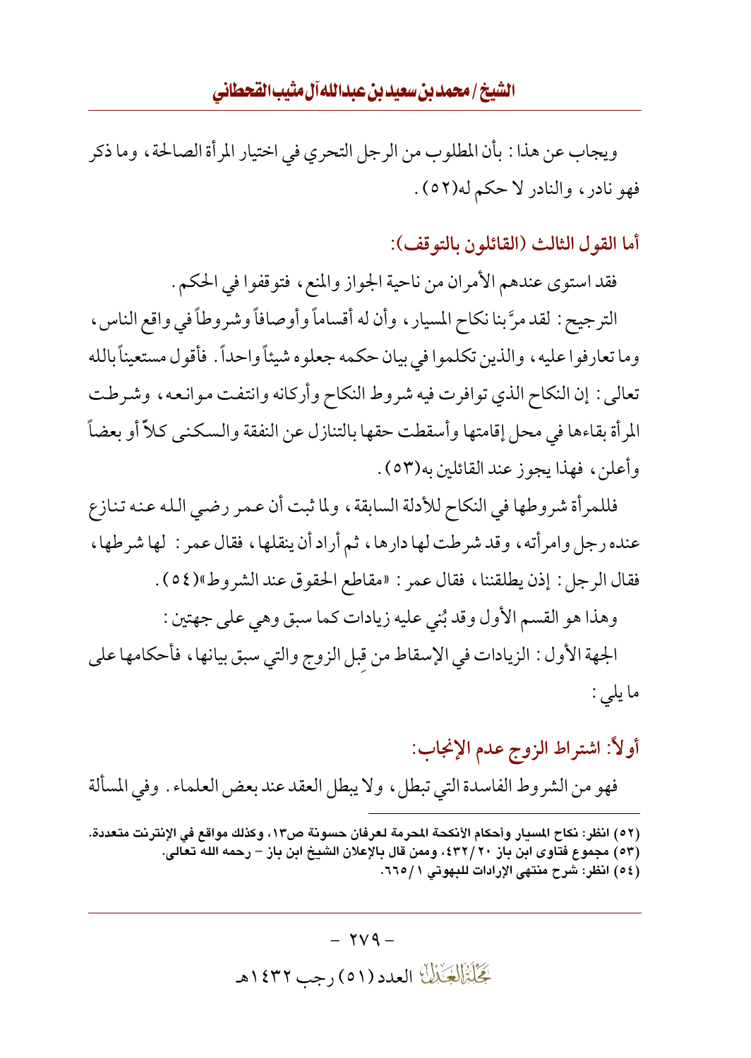ويجاب عن هذا: بأن المطلوب من الرجل التحري في اختيار المرأة الصالحة، وما ذكر فهو نادر، والنادر لا حكم له(٥٢).

### أما القول الثالث (القائلون بالتوقف):

فقد استوى عندهم الأمران من ناحية الجواز والمنع، فتوقفوا في الحكم.

الترجيح: لقد مرَّ بنا نكاح المسيار، وأن له أقساماً وأوصافاً وشروطاً في واقع الناس، وما تعارفوا عليه، والذين تكلموا في بيان حكمه جعلوه شيئاً واحداً. فأقول مستعيناً بالله تعالى: إن النكاح الذي توافرت فيه شروط النكاح وأركانه وانتفت موانعه، وشرطت المرأة بقاءها في محل إقامتها وأسقطت حقها بالتنازل عن النفقة والسكنى كلاً أو بعضاً وأعلن، فهذا يجوز عند القائلين به(٥٣).

فللمرأة شروطها في النكاح للأدلة السابقة، ولما ثبت أن عمر رضي الله عنه تنازع عنده رجل وامرأته، وقد شرطت لها دارها، ثم أراد أن ينقلها، فقال عمر: لها شرطها، فقال الرجل: إذن يطلقننا، فقال عمر: «مقاطع الحقوق عند الشروط»(٥٤).

وهذا هو القسم الأول وقد بُني عليه زيادات كما سبق وهي على جهتين:

الجهة الأول: الزيادات في الإسقاط من قِبل الزوج والتي سبق بيانها، فأحكامها على ما يلي:

### أولاً: اشتراط الزوج عدم الإنجاب:

فهو من الشروط الفاسدة التي تبطل، ولا يبطل العقد عند بعض العلماء. وفي المسألة

---

(٥٢) انظر: نكاح المسيار وأحكام الأنكحة المحرمة لعرفان حسونة ص١٣، وكذلك مواقع في الإنترنت متعددة.

(٥٣) مجموع فتاوى ابن باز ٢٠/٤٣٢، وممن قال بالإعلان الشيخ ابن باز - رحمه الله تعالى.

(٥٤) انظر: شرح منتهى الإرادات للبهوتي ١/٦٦٥.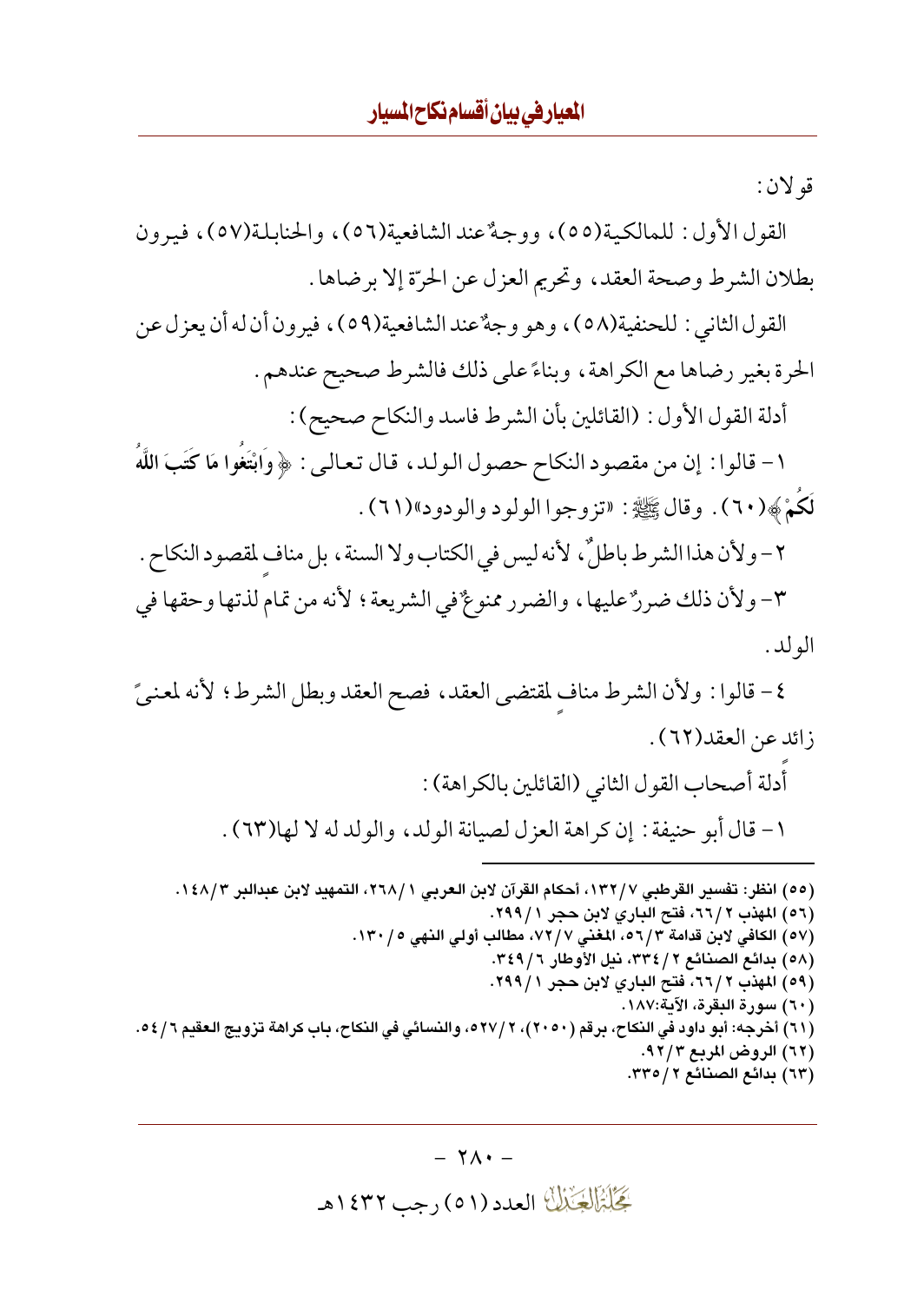قولان:

القول الأول: للمالكية(٥٥)، ووجهٌ عند الشافعية(٥٦)، والحنابلة(٥٧)، فيرون بطلان الشرط وصحة العقد، وتحريم العزل عن الحرّة إلا برضاها.

القول الثاني: للحنفية(٥٨)، وهو وجهٌ عند الشافعية(٥٩)، فيرون أن له أن يعزل عن الحرة بغير رضاها مع الكراهة، وبناءً على ذلك فالشرط صحيح عندهم.

أدلة القول الأول: (القائلين بأن الشرط فاسد والنكاح صحيح):

١- قالوا: إن من مقصود النكاح حصول الولد، قال تعالى: ﴿وَابْتَغُوا مَا كَتَبَ اللَّهُ لَكُمْ﴾(٦٠). وقال ﷺ: «تزوجوا الولود والودود»(٦١).

٢- ولأن هذا الشرط باطلٌ، لأنه ليس في الكتاب ولا السنة، بل منافٍ لمقصود النكاح.

٣- ولأن ذلك ضررٌ عليها، والضرر ممنوعٌ في الشريعة؛ لأنه من تمام لذتها وحقها في الولد.

٤- قالوا: ولأن الشرط منافٍ لمقتضى العقد، فصح العقد وبطل الشرط؛ لأنه لمعنىً زائد عن العقد(٦٢).

أدلة أصحاب القول الثاني (القائلين بالكراهة):

١- قال أبو حنيفة: إن كراهة العزل لصيانة الولد، والولد له لا لها(٦٣).

---

(٥٥) انظر: تفسير القرطبي ١٣٢/٧، أحكام القرآن لابن العربي ٢٦٨/١، التمهيد لابن عبدالبر ١٤٨/٣.
(٥٦) المهذب ٦٦/٢، فتح الباري لابن حجر ٢٩٩/١.
(٥٧) الكافي لابن قدامة ٥٦/٣، المغني ٧٢/٧، مطالب أولي النهي ١٣٠/٥.
(٥٨) بدائع الصنائع ٣٣٤/٢، نيل الأوطار ٣٤٩/٦.
(٥٩) المهذب ٦٦/٢، فتح الباري لابن حجر ٢٩٩/١.
(٦٠) سورة البقرة، الآية:١٨٧.
(٦١) أخرجه: أبو داود في النكاح، برقم (٢٠٥٠)، ٥٢٧/٢، والنسائي في النكاح، باب كراهة تزويج العقيم ٥٤/٦.
(٦٢) الروض المربع ٩٢/٣.
(٦٣) بدائع الصنائع ٣٣٥/٢.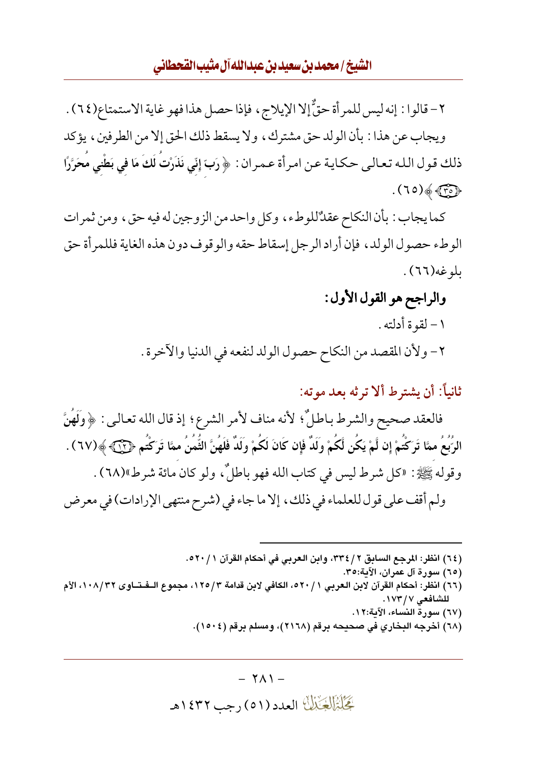٢- قالوا: إنه ليس للمرأة حقٌّ إلا الإيلاج، فإذا حصل هذا فهو غاية الاستمتاع(٦٤).

ويجاب عن هذا: بأن الولد حق مشترك، ولا يسقط ذلك الحق إلا من الطرفين، يؤكد ذلك قول الله تعالى حكاية عن امرأة عمران: ﴿ رَبِّ إِنِّي نَذَرْتُ لَكَ مَا فِي بَطْنِي مُحَرَّرًا ﴿٣٥﴾ ﴾(٦٥).

كما يجاب: بأن النكاح عقدٌ للوطء، وكل واحد من الزوجين له فيه حق، ومن ثمرات الوطء حصول الولد، فإن أراد الرجل إسقاط حقه والوقوف دون هذه الغاية فللمرأة حق بلوغه(٦٦).

**والراجح هو القول الأول:**

١- لقوة أدلته.

٢- ولأن المقصد من النكاح حصول الولد لنفعه في الدنيا والآخرة.

### ثانياً: أن يشترط ألا ترثه بعد موته:

فالعقد صحيح والشرط باطلٌ؛ لأنه منافٍ لأمر الشرع؛ إذ قال الله تعالى: ﴿ وَلَهُنَّ الرُّبُعُ مِمَّا تَرَكْتُمْ إِن لَّمْ يَكُن لَّكُمْ وَلَدٌ فَإِن كَانَ لَكُمْ وَلَدٌ فَلَهُنَّ الثُّمُنُ مِمَّا تَرَكْتُم ﴿١٢﴾ ﴾(٦٧).

وقوله ﷺ: «كل شرط ليس في كتاب الله فهو باطلٌ، ولو كان مائة شرط»(٦٨).

ولم أقف على قول للعلماء في ذلك، إلا ما جاء في (شرح منتهى الإرادات) في معرض

---

(٦٤) انظر: المرجع السابق ٢/٣٣٤، وابن العربي في أحكام القرآن ١/٥٢٠.

(٦٥) سورة آل عمران، الآية:٣٥.

(٦٦) انظر: أحكام القرآن لابن العربي ١/٥٢٠، الكافي لابن قدامة ٣/١٢٥، مجموع الفتاوى ٣٢/١٠٨، الأم للشافعي ٧/١٧٣.

(٦٧) سورة النساء، الآية:١٢.

(٦٨) أخرجه البخاري في صحيحه برقم (٢١٦٨)، ومسلم برقم (١٥٠٤).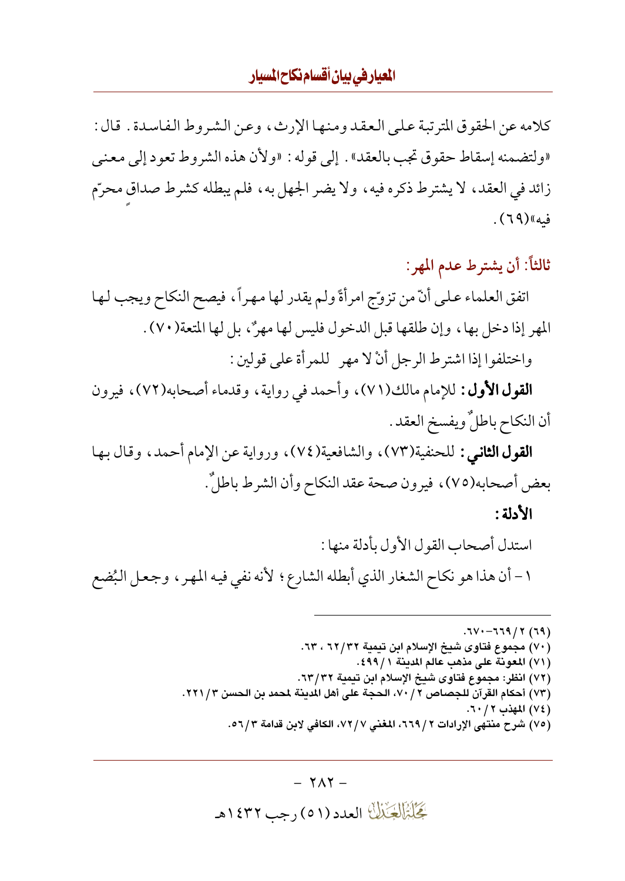كلامه عن الحقوق المترتبة على العقد ومنها الإرث، وعن الشروط الفاسدة. قال: «ولتضمنه إسقاط حقوق تجب بالعقد». إلى قوله: «ولأن هذه الشروط تعود إلى معنى زائد في العقد، لا يشترط ذكره فيه، ولا يضر الجهل به، فلم يبطله كشرط صداقٍ محرّم فيه»(٦٩).

### ثالثاً: أن يشترط عدم المهر:

اتفق العلماء على أنّ من تزوّج امرأةً ولم يقدر لها مهراً، فيصح النكاح ويجب لها المهر إذا دخل بها، وإن طلقها قبل الدخول فليس لها مهرٌ، بل لها المتعة(٧٠).

واختلفوا إذا اشترط الرجل أنْ لا مهر للمرأة على قولين:

**القول الأول:** للإمام مالك(٧١)، وأحمد في رواية، وقدماء أصحابه(٧٢)، فيرون أن النكاح باطلٌ ويفسخ العقد.

**القول الثاني:** للحنفية(٧٣)، والشافعية(٧٤)، ورواية عن الإمام أحمد، وقال بها بعض أصحابه(٧٥)، فيرون صحة عقد النكاح وأن الشرط باطلٌ.

**الأدلة:**

استدل أصحاب القول الأول بأدلة منها:

١ – أن هذا هو نكاح الشغار الذي أبطله الشارع؛ لأنه نفي فيه المهر، وجعل البُضع

---

(٦٩) ٢/٦٦٩-٦٧٠.

(٧٠) مجموع فتاوى شيخ الإسلام ابن تيمية ٣٢/٦٢، ٦٣.

(٧١) المعونة على مذهب عالم المدينة ١/٤٩٩.

(٧٢) انظر: مجموع فتاوى شيخ الإسلام ابن تيمية ٣٢/٦٣.

(٧٣) أحكام القرآن للجصاص ٢/٧٠، الحجة على أهل المدينة لمحمد بن الحسن ٣/٢٢١.

(٧٤) المهذب ٢/٦٠.

(٧٥) شرح منتهى الإرادات ٢/٦٦٩، المغني ٧/٧٢، الكافي لابن قدامة ٣/٥٦.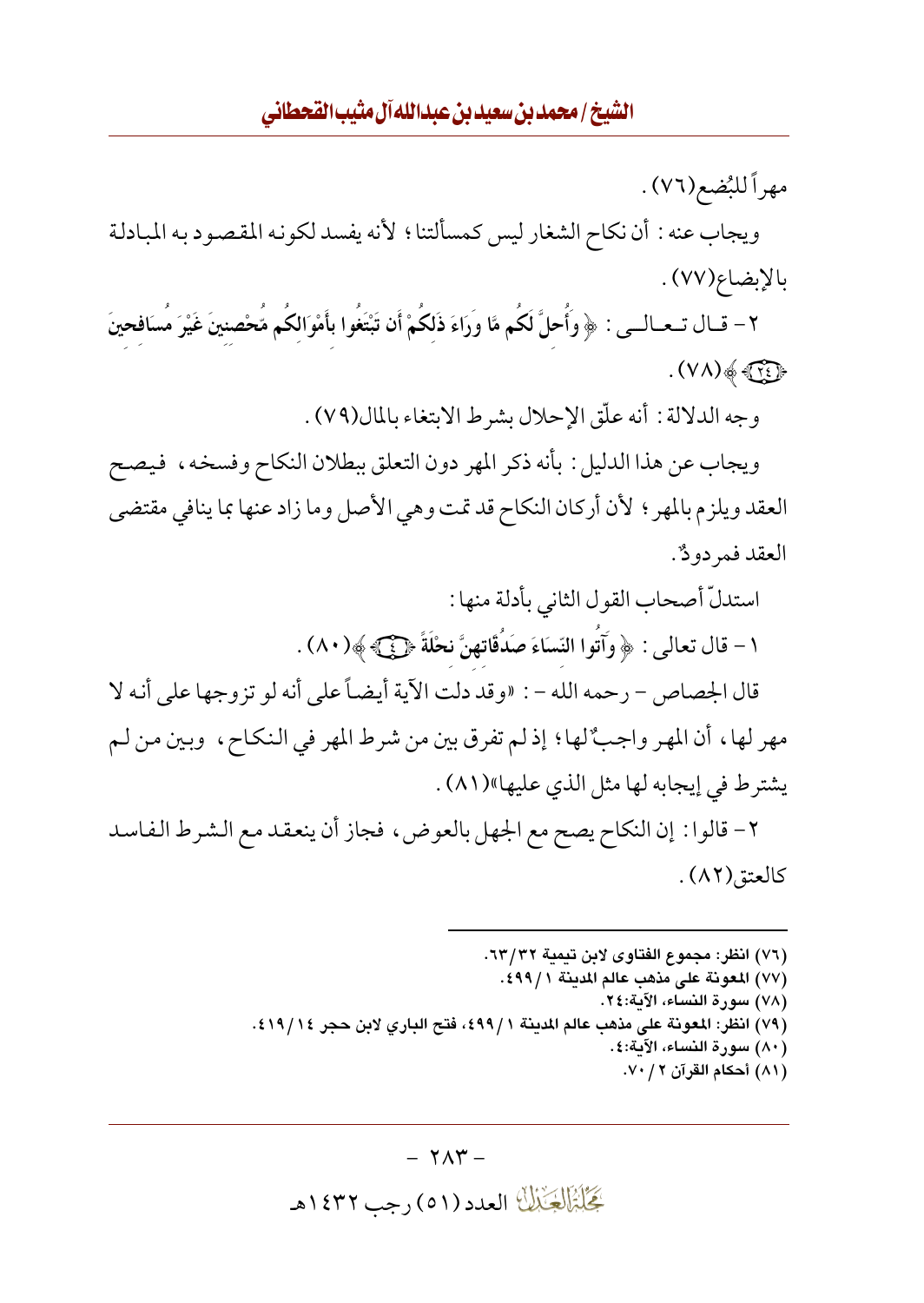مهراً للبُضع(٧٦) .

ويجاب عنه : أن نكاح الشغار ليس كمسألتنا ؛ لأنه يفسد لكونه المقصود به المبادلة بالإبضاع(٧٧) .

٢- قال تعالى : ﴿ وَأُحِلَّ لَكُم مَّا وَرَاءَ ذَلِكُمْ أَن تَبْتَغُوا بِأَمْوَالِكُم مُّحْصِنِينَ غَيْرَ مُسَافِحِينَ ﴿٢٤﴾ ﴾(٧٨) .

وجه الدلالة : أنه علّق الإحلال بشرط الابتغاء بالمال(٧٩) .

ويجاب عن هذا الدليل : بأنه ذكر المهر دون التعلق ببطلان النكاح وفسخه ، فيصح العقد ويلزم بالمهر ؛ لأن أركان النكاح قد تمت وهي الأصل وما زاد عنها بما ينافي مقتضى العقد فمردودٌ .

استدلّ أصحاب القول الثاني بأدلة منها :

١- قال تعالى : ﴿ وَآتُوا النِّسَاءَ صَدُقَاتِهِنَّ نِحْلَةً ﴿٤﴾ ﴾(٨٠) .

قال الجصاص - رحمه الله - : «وقد دلت الآية أيضاً على أنه لو تزوجها على أنه لا مهر لها ، أن المهر واجبٌ لها ؛ إذ لم تفرق بين من شرط المهر في النكاح ، وبين من لم يشترط في إيجابه لها مثل الذي عليها»(٨١) .

٢- قالوا : إن النكاح يصح مع الجهل بالعوض ، فجاز أن ينعقد مع الشرط الفاسد كالعتق(٨٢) .

---

(٧٦) انظر: مجموع الفتاوى لابن تيمية ٣٢/ ٦٣.
(٧٧) المعونة على مذهب عالم المدينة ١/ ٤٩٩.
(٧٨) سورة النساء، الآية:٢٤.
(٧٩) انظر: المعونة على مذهب عالم المدينة ١/ ٤٩٩، فتح الباري لابن حجر ١٤/ ٤١٩.
(٨٠) سورة النساء، الآية:٤.
(٨١) أحكام القرآن ٢/ ٧٠.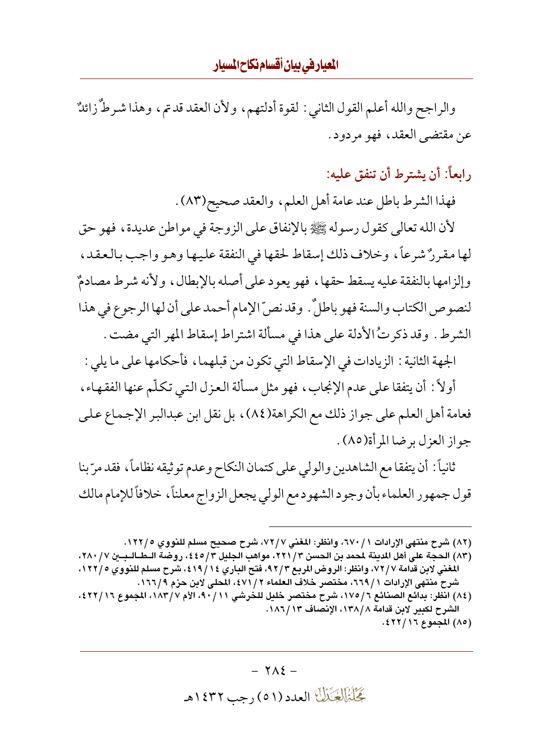والراجح والله أعلم القول الثاني: لقوة أدلتهم، ولأن العقد قد تم، وهذا شرطٌ زائدٌ عن مقتضى العقد، فهو مردود.

## رابعاً: أن يشترط أن تنفق عليه:

فهذا الشرط باطل عند عامة أهل العلم، والعقد صحيح(٨٣).

لأن الله تعالى كقول رسوله ﷺ بالإنفاق على الزوجة في مواطن عديدة، فهو حق لها مقررٌ شرعاً، وخلاف ذلك إسقاط لحقها في النفقة عليها وهو واجب بالعقد، وإلزامها بالنفقة عليه يسقط حقها، فهو يعود على أصله بالإبطال، ولأنه شرط مصادمٌ لنصوص الكتاب والسنة فهو باطلٌ. وقد نصّ الإمام أحمد على أن لها الرجوع في هذا الشرط. وقد ذكرتُ الأدلة على هذا في مسألة اشتراط إسقاط المهر التي مضت.

الجهة الثانية: الزيادات في الإسقاط التي تكون من قبلهما، فأحكامها على ما يلي:

أولاً: أن يتفقا على عدم الإنجاب، فهو مثل مسألة العزل التي تكلّم عنها الفقهاء، فعامة أهل العلم على جواز ذلك مع الكراهة(٨٤)، بل نقل ابن عبدالبر الإجماع على جواز العزل برضا المرأة(٨٥).

ثانياً: أن يتفقا مع الشاهدين والولي على كتمان النكاح وعدم توثيقه نظاماً، فقد مرّ بنا قول جمهور العلماء بأن وجود الشهود مع الولي يجعل الزواج معلناً، خلافاً للإمام مالك

---

(٨٢) شرح منتهى الإرادات ١/٦٧٠، وانظر: المغني ٧/٧٢، شرح صحيح مسلم للنووي ٥/١٢٢.

(٨٣) الحجة على أهل المدينة لمحمد بن الحسن ٣/٢٢١، مواهب الجليل ٣/٤٤٥، روضة الطالبين ٧/٢٨٠، المغني لابن قدامة ٧/٧٢، وانظر: الروض المربع ٣/٩٢، فتح الباري ١٤/٤١٩، شرح مسلم للنووي ٥/١٢٢، شرح منتهى الإرادات ١/٦٦٩، مختصر خلاف العلماء ٢/٤٧١، المحلى لابن حزم ٩/١٦٦.

(٨٤) انظر: بدائع الصنائع ٦/١٧٥، شرح مختصر خليل للخرشي ١١/٩٠، الأم ٧/١٨٣، المجموع ١٦/٤٢٢، الشرح لكبير لابن قدامة ٨/١٣٨، الإنصاف ١٣/١٨٦.

(٨٥) المجموع ١٦/٤٢٢.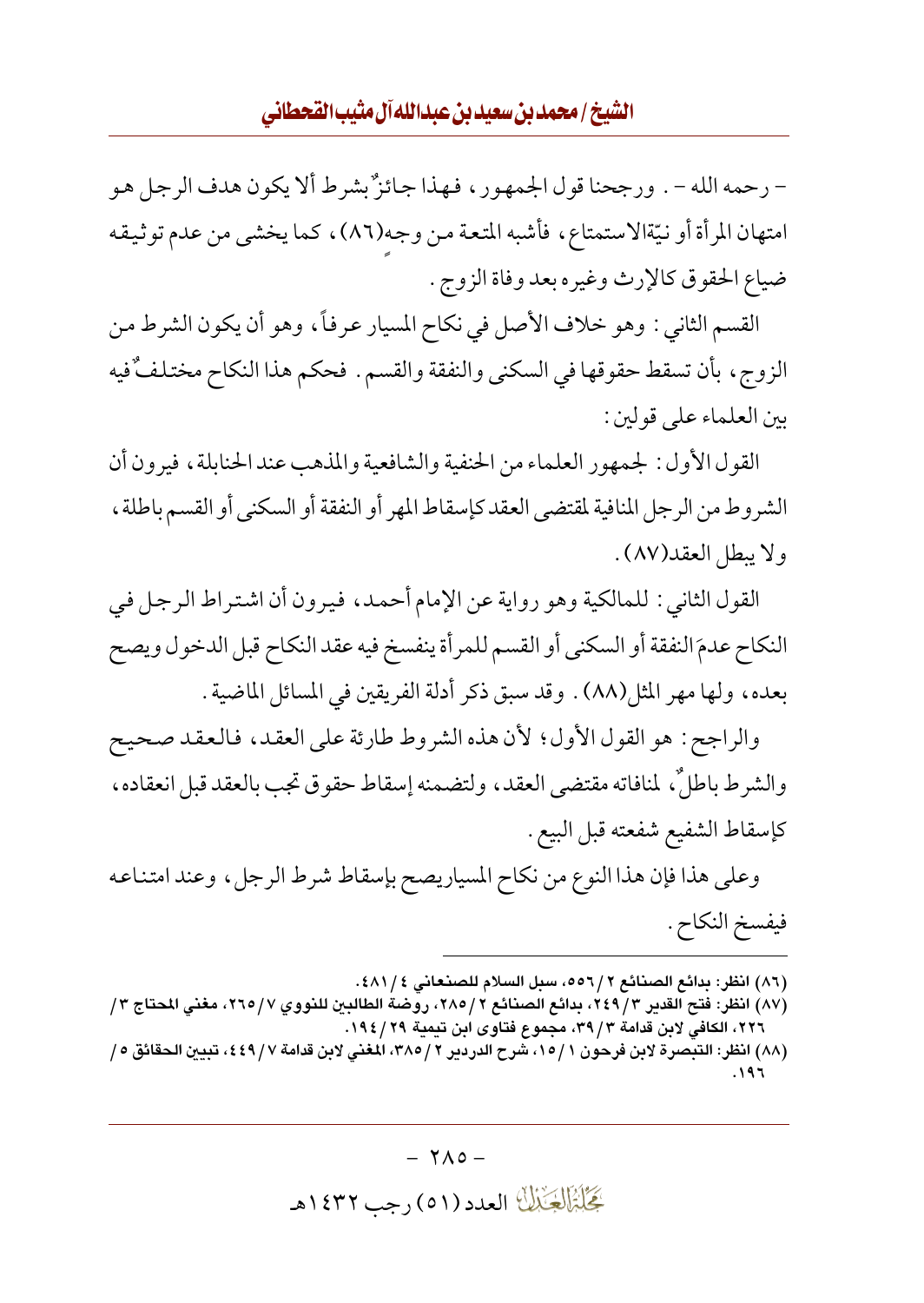– رحمه الله – . ورجحنا قول الجمهور، فهذا جائزٌ بشرط ألا يكون هدف الرجل هو امتهان المرأة أو نيّةالاستمتاع، فأشبه المتعة من وجه(٨٦)، كما يخشى من عدم توثيقه ضياع الحقوق كالإرث وغيره بعد وفاة الزوج.

القسم الثاني: وهو خلاف الأصل في نكاح المسيار عرفاً، وهو أن يكون الشرط من الزوج، بأن تسقط حقوقها في السكنى والنفقة والقسم. فحكم هذا النكاح مختلفٌ فيه بين العلماء على قولين:

القول الأول: لجمهور العلماء من الحنفية والشافعية والمذهب عند الحنابلة، فيرون أن الشروط من الرجل المنافية لمقتضى العقد كإسقاط المهر أو النفقة أو السكنى أو القسم باطلة، ولا يبطل العقد(٨٧).

القول الثاني: للمالكية وهو رواية عن الإمام أحمد، فيرون أن اشتراط الرجل في النكاح عدمَ النفقة أو السكنى أو القسم للمرأة ينفسخ فيه عقد النكاح قبل الدخول ويصح بعده، ولها مهر المثل(٨٨). وقد سبق ذكر أدلة الفريقين في المسائل الماضية.

والراجح: هو القول الأول؛ لأن هذه الشروط طارئة على العقد، فالعقد صحيح والشرط باطلٌ، لمنافاته مقتضى العقد، ولتضمنه إسقاط حقوق تجب بالعقد قبل انعقاده، كإسقاط الشفيع شفعته قبل البيع.

وعلى هذا فإن هذا النوع من نكاح المسياريصح بإسقاط شرط الرجل، وعند امتناعه فيفسخ النكاح.

---

(٨٦) انظر: بدائع الصنائع ٢/٥٥٦، سبل السلام للصنعاني ٤/٤٨١.

(٨٧) انظر: فتح القدير ٣/٢٤٩، بدائع الصنائع ٢/٢٨٥، روضة الطالبين للنووي ٧/٢٦٥، مغني المحتاج ٣/٢٢٦، الكافي لابن قدامة ٣/٣٩، مجموع فتاوى ابن تيمية ٢٩/١٩٤.

(٨٨) انظر: التبصرة لابن فرحون ١/١٥، شرح الدردير ٢/٣٨٥، المغني لابن قدامة ٧/٤٤٩، تبيين الحقائق ٥/١٩٦.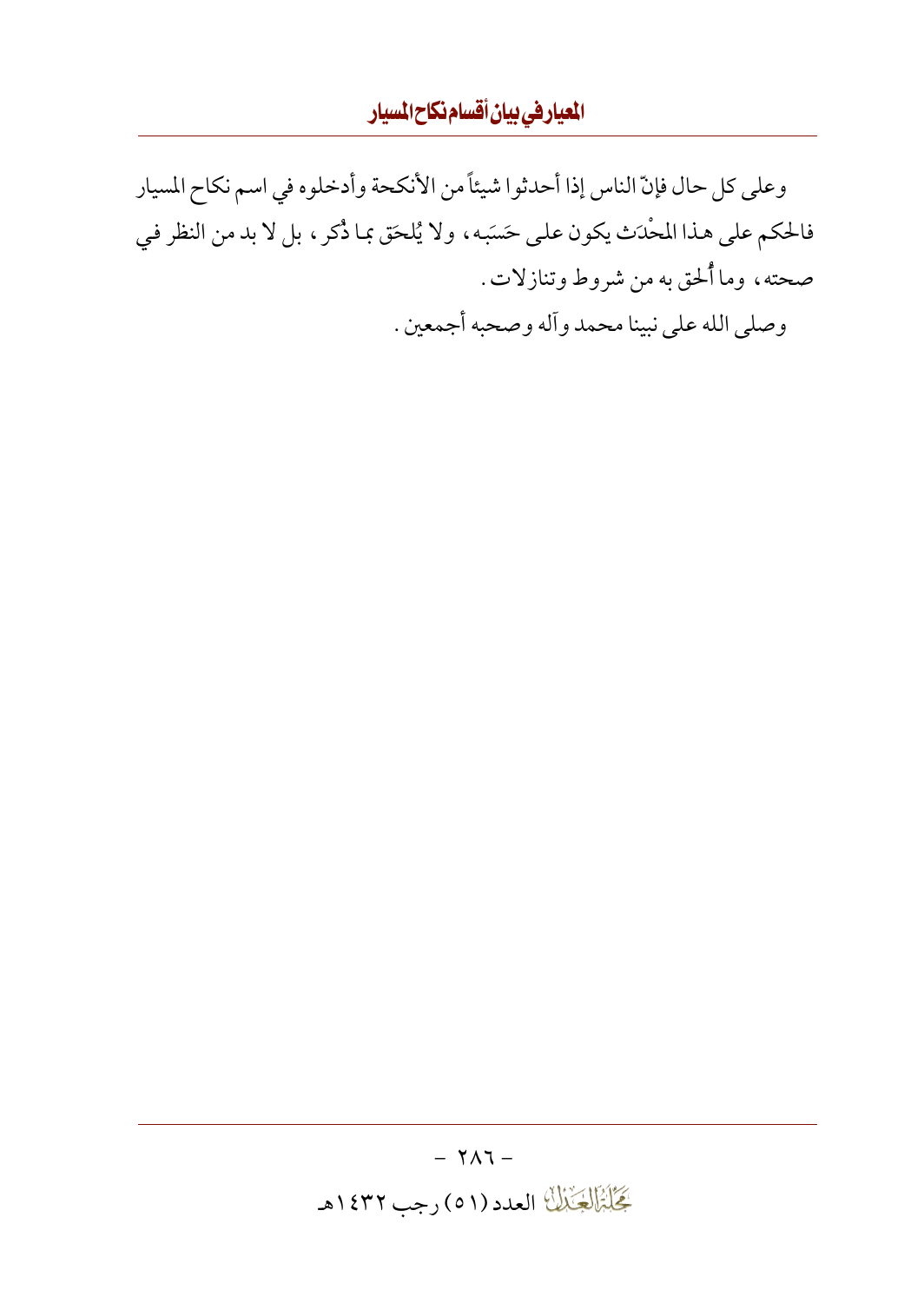وعلى كل حال فإنّ الناس إذا أحدثوا شيئاً من الأنكحة وأدخلوه في اسم نكاح المسيار فالحكم على هذا المحْدَث يكون على حَسَبه، ولا يُلحَق بما ذُكر، بل لا بد من النظر في صحته، وما أُلحق به من شروط وتنازلات.

وصلى الله على نبينا محمد وآله وصحبه أجمعين.